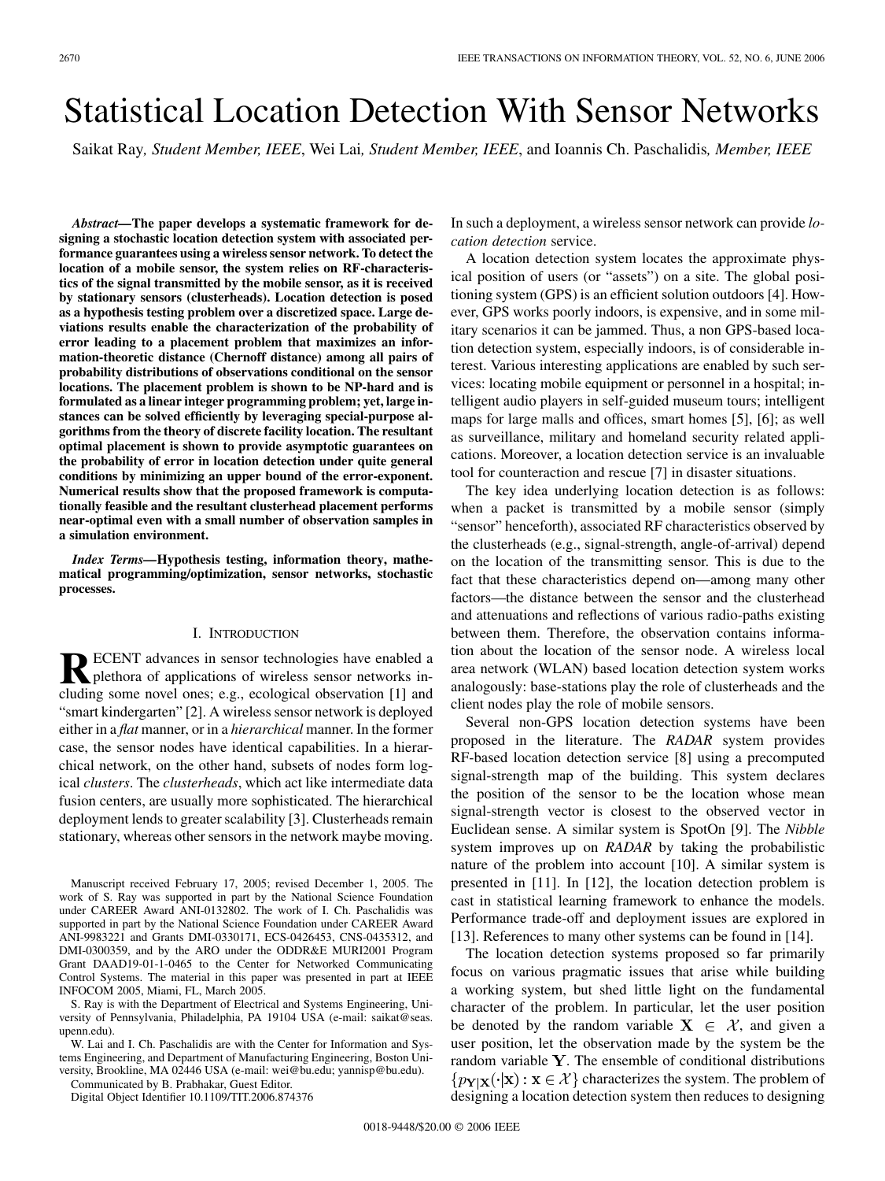# Statistical Location Detection With Sensor Networks

Saikat Ray, *Student Member, IEEE*, Wei Lai, *Student Member, IEEE*, and Ioannis Ch. Paschalidis, *Member, IEEE*

***Abstract*—The paper develops a systematic framework for designing a stochastic location detection system with associated performance guarantees using a wireless sensor network. To detect the location of a mobile sensor, the system relies on RF-characteristics of the signal transmitted by the mobile sensor, as it is received by stationary sensors (clusterheads). Location detection is posed as a hypothesis testing problem over a discretized space. Large deviations results enable the characterization of the probability of error leading to a placement problem that maximizes an information-theoretic distance (Chernoff distance) among all pairs of probability distributions of observations conditional on the sensor locations. The placement problem is shown to be NP-hard and is formulated as a linear integer programming problem; yet, large instances can be solved efficiently by leveraging special-purpose algorithms from the theory of discrete facility location. The resultant optimal placement is shown to provide asymptotic guarantees on the probability of error in location detection under quite general conditions by minimizing an upper bound of the error-exponent. Numerical results show that the proposed framework is computationally feasible and the resultant clusterhead placement performs near-optimal even with a small number of observation samples in a simulation environment.**

***Index Terms*—Hypothesis testing, information theory, mathematical programming/optimization, sensor networks, stochastic processes.**

## I. Introduction

Recent advances in sensor technologies have enabled a plethora of applications of wireless sensor networks including some novel ones; e.g., ecological observation [1] and "smart kindergarten" [2]. A wireless sensor network is deployed either in a *flat* manner, or in a *hierarchical* manner. In the former case, the sensor nodes have identical capabilities. In a hierarchical network, on the other hand, subsets of nodes form logical *clusters*. The *clusterheads*, which act like intermediate data fusion centers, are usually more sophisticated. The hierarchical deployment lends to greater scalability [3]. Clusterheads remain stationary, whereas other sensors in the network maybe moving. In such a deployment, a wireless sensor network can provide *location detection* service.

A location detection system locates the approximate physical position of users (or "assets") on a site. The global positioning system (GPS) is an efficient solution outdoors [4]. However, GPS works poorly indoors, is expensive, and in some military scenarios it can be jammed. Thus, a non GPS-based location detection system, especially indoors, is of considerable interest. Various interesting applications are enabled by such services: locating mobile equipment or personnel in a hospital; intelligent audio players in self-guided museum tours; intelligent maps for large malls and offices, smart homes [5], [6]; as well as surveillance, military and homeland security related applications. Moreover, a location detection service is an invaluable tool for counteraction and rescue [7] in disaster situations.

The key idea underlying location detection is as follows: when a packet is transmitted by a mobile sensor (simply "sensor" henceforth), associated RF characteristics observed by the clusterheads (e.g., signal-strength, angle-of-arrival) depend on the location of the transmitting sensor. This is due to the fact that these characteristics depend on—among many other factors—the distance between the sensor and the clusterhead and attenuations and reflections of various radio-paths existing between them. Therefore, the observation contains information about the location of the sensor node. A wireless local area network (WLAN) based location detection system works analogously: base-stations play the role of clusterheads and the client nodes play the role of mobile sensors.

Several non-GPS location detection systems have been proposed in the literature. The *RADAR* system provides RF-based location detection service [8] using a precomputed signal-strength map of the building. This system declares the position of the sensor to be the location whose mean signal-strength vector is closest to the observed vector in Euclidean sense. A similar system is SpotOn [9]. The *Nibble* system improves up on *RADAR* by taking the probabilistic nature of the problem into account [10]. A similar system is presented in [11]. In [12], the location detection problem is cast in statistical learning framework to enhance the models. Performance trade-off and deployment issues are explored in [13]. References to many other systems can be found in [14].

The location detection systems proposed so far primarily focus on various pragmatic issues that arise while building a working system, but shed little light on the fundamental character of the problem. In particular, let the user position be denoted by the random variable $\mathbf{X} \in \mathcal{X}$, and given a user position, let the observation made by the system be the random variable $\mathbf{Y}$. The ensemble of conditional distributions $\{p_{\mathbf{Y}|\mathbf{X}}(\cdot|\mathbf{x}) : \mathbf{x} \in \mathcal{X}\}$ characterizes the system. The problem of designing a location detection system then reduces to designing

Manuscript received February 17, 2005; revised December 1, 2005. The work of S. Ray was supported in part by the National Science Foundation under CAREER Award ANI-0132802. The work of I. Ch. Paschalidis was supported in part by the National Science Foundation under CAREER Award ANI-9983221 and Grants DMI-0330171, ECS-0426453, CNS-0435312, and DMI-0300359, and by the ARO under the ODDR&E MURI2001 Program Grant DAAD19-01-1-0465 to the Center for Networked Communicating Control Systems. The material in this paper was presented in part at IEEE INFOCOM 2005, Miami, FL, March 2005.

S. Ray is with the Department of Electrical and Systems Engineering, University of Pennsylvania, Philadelphia, PA 19104 USA (e-mail: saikat@seas.upenn.edu).

W. Lai and I. Ch. Paschalidis are with the Center for Information and Systems Engineering, and Department of Manufacturing Engineering, Boston University, Brookline, MA 02446 USA (e-mail: wei@bu.edu; yannisp@bu.edu).

Communicated by B. Prabhakar, Guest Editor.

Digital Object Identifier 10.1109/TIT.2006.874376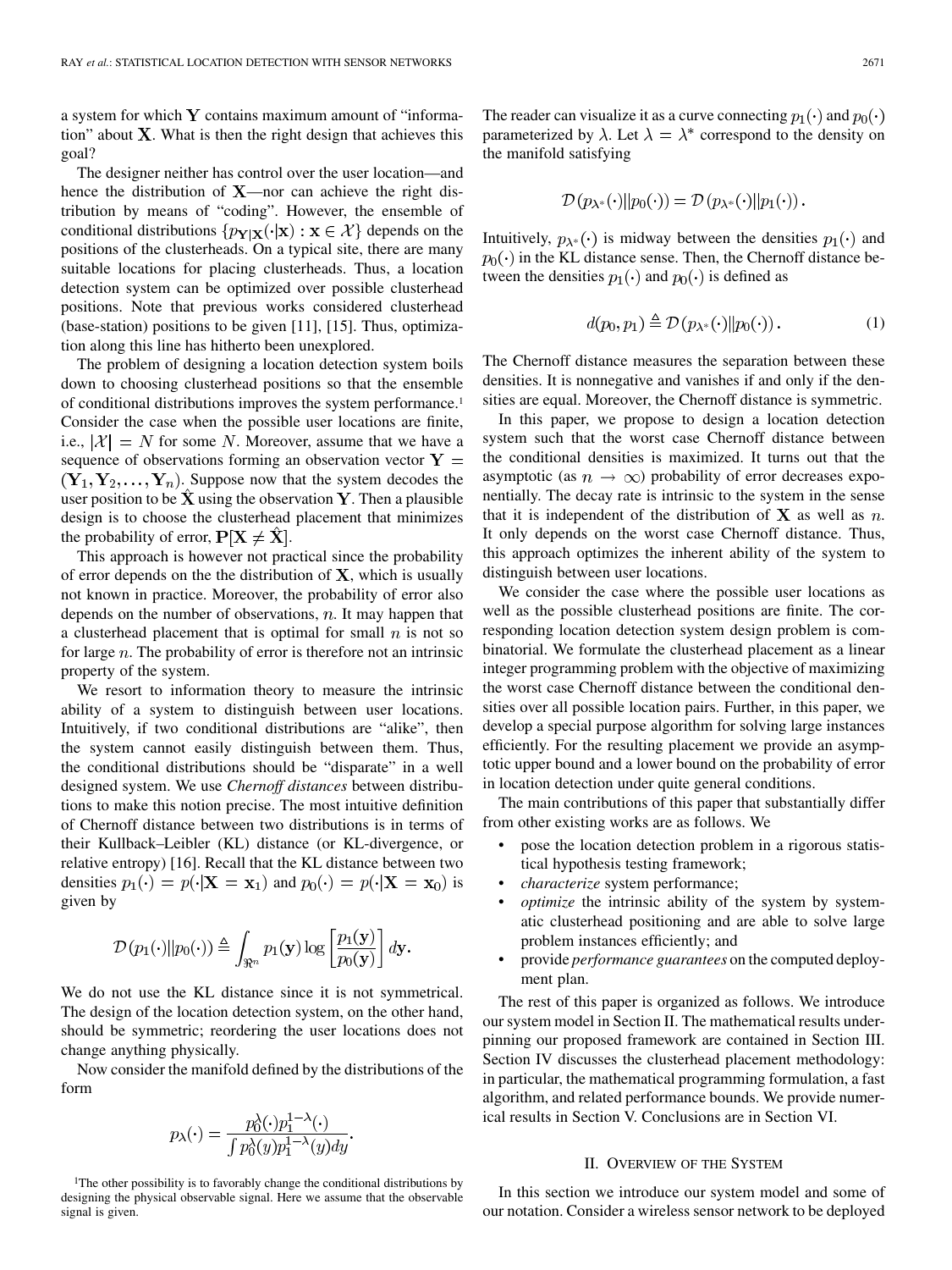a system for which $\mathbf{Y}$ contains maximum amount of "information" about $\mathbf{X}$. What is then the right design that achieves this goal?

The designer neither has control over the user location—and hence the distribution of $\mathbf{X}$—nor can achieve the right distribution by means of "coding". However, the ensemble of conditional distributions $\{p_{\mathbf{Y}|\mathbf{X}}(\cdot|\mathbf{x}) : \mathbf{x} \in \mathcal{X}\}$ depends on the positions of the clusterheads. On a typical site, there are many suitable locations for placing clusterheads. Thus, a location detection system can be optimized over possible clusterhead positions. Note that previous works considered clusterhead (base-station) positions to be given [11], [15]. Thus, optimization along this line has hitherto been unexplored.

The problem of designing a location detection system boils down to choosing clusterhead positions so that the ensemble of conditional distributions improves the system performance.[1] Consider the case when the possible user locations are finite, i.e., $|\mathcal{X}| = N$ for some $N$. Moreover, assume that we have a sequence of observations forming an observation vector $\mathbf{Y} = (\mathbf{Y}_1, \mathbf{Y}_2, \ldots, \mathbf{Y}_n)$. Suppose now that the system decodes the user position to be $\hat{\mathbf{X}}$ using the observation $\mathbf{Y}$. Then a plausible design is to choose the clusterhead placement that minimizes the probability of error, $\mathbf{P}[\mathbf{X} \neq \hat{\mathbf{X}}]$.

This approach is however not practical since the probability of error depends on the the distribution of $\mathbf{X}$, which is usually not known in practice. Moreover, the probability of error also depends on the number of observations, $n$. It may happen that a clusterhead placement that is optimal for small $n$ is not so for large $n$. The probability of error is therefore not an intrinsic property of the system.

We resort to information theory to measure the intrinsic ability of a system to distinguish between user locations. Intuitively, if two conditional distributions are "alike", then the system cannot easily distinguish between them. Thus, the conditional distributions should be "disparate" in a well designed system. We use *Chernoff distances* between distributions to make this notion precise. The most intuitive definition of Chernoff distance between two distributions is in terms of their Kullback–Leibler (KL) distance (or KL-divergence, or relative entropy) [16]. Recall that the KL distance between two densities $p_1(\cdot) = p(\cdot|\mathbf{X} = \mathbf{x}_1)$ and $p_0(\cdot) = p(\cdot|\mathbf{X} = \mathbf{x}_0)$ is given by

$$\mathcal{D}(p_1(\cdot)\|p_0(\cdot)) \triangleq \int_{\Re^n} p_1(\mathbf{y}) \log\left[\frac{p_1(\mathbf{y})}{p_0(\mathbf{y})}\right] d\mathbf{y}.$$

We do not use the KL distance since it is not symmetrical. The design of the location detection system, on the other hand, should be symmetric; reordering the user locations does not change anything physically.

Now consider the manifold defined by the distributions of the form

$$p_\lambda(\cdot) = \frac{p_0^\lambda(\cdot) p_1^{1-\lambda}(\cdot)}{\int p_0^\lambda(y) p_1^{1-\lambda}(y) dy}.$$

The reader can visualize it as a curve connecting $p_1(\cdot)$ and $p_0(\cdot)$ parameterized by $\lambda$. Let $\lambda = \lambda^*$ correspond to the density on the manifold satisfying

$$\mathcal{D}(p_{\lambda^*}(\cdot)\|p_0(\cdot)) = \mathcal{D}(p_{\lambda^*}(\cdot)\|p_1(\cdot)).$$

Intuitively, $p_{\lambda^*}(\cdot)$ is midway between the densities $p_1(\cdot)$ and $p_0(\cdot)$ in the KL distance sense. Then, the Chernoff distance between the densities $p_1(\cdot)$ and $p_0(\cdot)$ is defined as

$$d(p_0, p_1) \triangleq \mathcal{D}(p_{\lambda^*}(\cdot)\|p_0(\cdot)). \tag{1}$$

The Chernoff distance measures the separation between these densities. It is nonnegative and vanishes if and only if the densities are equal. Moreover, the Chernoff distance is symmetric.

In this paper, we propose to design a location detection system such that the worst case Chernoff distance between the conditional densities is maximized. It turns out that the asymptotic (as $n \to \infty$) probability of error decreases exponentially. The decay rate is intrinsic to the system in the sense that it is independent of the distribution of $\mathbf{X}$ as well as $n$. It only depends on the worst case Chernoff distance. Thus, this approach optimizes the inherent ability of the system to distinguish between user locations.

We consider the case where the possible user locations as well as the possible clusterhead positions are finite. The corresponding location detection system design problem is combinatorial. We formulate the clusterhead placement as a linear integer programming problem with the objective of maximizing the worst case Chernoff distance between the conditional densities over all possible location pairs. Further, in this paper, we develop a special purpose algorithm for solving large instances efficiently. For the resulting placement we provide an asymptotic upper bound and a lower bound on the probability of error in location detection under quite general conditions.

The main contributions of this paper that substantially differ from other existing works are as follows. We

- pose the location detection problem in a rigorous statistical hypothesis testing framework;
- *characterize* system performance;
- *optimize* the intrinsic ability of the system by systematic clusterhead positioning and are able to solve large problem instances efficiently; and
- provide *performance guarantees* on the computed deployment plan.

The rest of this paper is organized as follows. We introduce our system model in Section II. The mathematical results underpinning our proposed framework are contained in Section III. Section IV discusses the clusterhead placement methodology: in particular, the mathematical programming formulation, a fast algorithm, and related performance bounds. We provide numerical results in Section V. Conclusions are in Section VI.

## II. Overview of the System

In this section we introduce our system model and some of our notation. Consider a wireless sensor network to be deployed

[1] The other possibility is to favorably change the conditional distributions by designing the physical observable signal. Here we assume that the observable signal is given.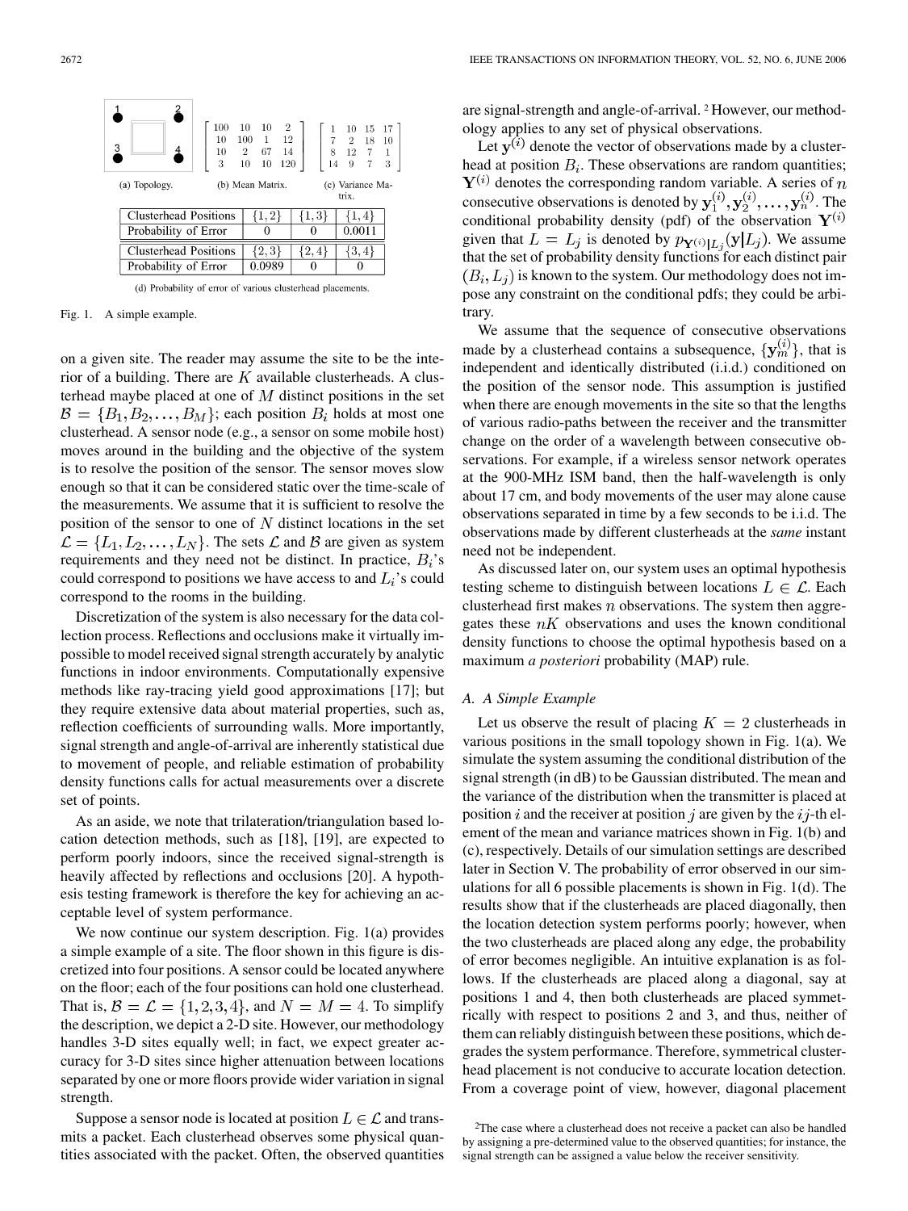(a) Topology.

(b) Mean Matrix.

$$\begin{bmatrix} 100 & 10 & 10 & 2 \\ 10 & 100 & 1 & 12 \\ 10 & 2 & 67 & 14 \\ 3 & 10 & 10 & 120 \end{bmatrix}$$

(c) Variance Matrix.

$$\begin{bmatrix} 1 & 10 & 15 & 17 \\ 7 & 2 & 18 & 10 \\ 8 & 12 & 7 & 1 \\ 14 & 9 & 7 & 3 \end{bmatrix}$$

| Clusterhead Positions | $\{1,2\}$ | $\{1,3\}$ | $\{1,4\}$ |
|---|---|---|---|
| Probability of Error | 0 | 0 | 0.0011 |

| Clusterhead Positions | $\{2,3\}$ | $\{2,4\}$ | $\{3,4\}$ |
|---|---|---|---|
| Probability of Error | 0.0989 | 0 | 0 |

(d) Probability of error of various clusterhead placements.

Fig. 1. A simple example.

on a given site. The reader may assume the site to be the interior of a building. There are $K$ available clusterheads. A clusterhead maybe placed at one of $M$ distinct positions in the set $\mathcal{B} = \{B_1, B_2, \ldots, B_M\}$; each position $B_i$ holds at most one clusterhead. A sensor node (e.g., a sensor on some mobile host) moves around in the building and the objective of the system is to resolve the position of the sensor. The sensor moves slow enough so that it can be considered static over the time-scale of the measurements. We assume that it is sufficient to resolve the position of the sensor to one of $N$ distinct locations in the set $\mathcal{L} = \{L_1, L_2, \ldots, L_N\}$. The sets $\mathcal{L}$ and $\mathcal{B}$ are given as system requirements and they need not be distinct. In practice, $B_i$'s could correspond to positions we have access to and $L_i$'s could correspond to the rooms in the building.

Discretization of the system is also necessary for the data collection process. Reflections and occlusions make it virtually impossible to model received signal strength accurately by analytic functions in indoor environments. Computationally expensive methods like ray-tracing yield good approximations [17]; but they require extensive data about material properties, such as, reflection coefficients of surrounding walls. More importantly, signal strength and angle-of-arrival are inherently statistical due to movement of people, and reliable estimation of probability density functions calls for actual measurements over a discrete set of points.

As an aside, we note that trilateration/triangulation based location detection methods, such as [18], [19], are expected to perform poorly indoors, since the received signal-strength is heavily affected by reflections and occlusions [20]. A hypothesis testing framework is therefore the key for achieving an acceptable level of system performance.

We now continue our system description. Fig. 1(a) provides a simple example of a site. The floor shown in this figure is discretized into four positions. A sensor could be located anywhere on the floor; each of the four positions can hold one clusterhead. That is, $\mathcal{B} = \mathcal{L} = \{1, 2, 3, 4\}$, and $N = M = 4$. To simplify the description, we depict a 2-D site. However, our methodology handles 3-D sites equally well; in fact, we expect greater accuracy for 3-D sites since higher attenuation between locations separated by one or more floors provide wider variation in signal strength.

Suppose a sensor node is located at position $L \in \mathcal{L}$ and transmits a packet. Each clusterhead observes some physical quantities associated with the packet. Often, the observed quantities are signal-strength and angle-of-arrival. [2] However, our methodology applies to any set of physical observations.

Let $\mathbf{y}^{(i)}$ denote the vector of observations made by a clusterhead at position $B_i$. These observations are random quantities; $\mathbf{Y}^{(i)}$ denotes the corresponding random variable. A series of $n$ consecutive observations is denoted by $\mathbf{y}_1^{(i)}, \mathbf{y}_2^{(i)}, \ldots, \mathbf{y}_n^{(i)}$. The conditional probability density (pdf) of the observation $\mathbf{Y}^{(i)}$ given that $L = L_j$ is denoted by $p_{\mathbf{Y}^{(i)}|L_j}(\mathbf{y}|L_j)$. We assume that the set of probability density functions for each distinct pair $(B_i, L_j)$ is known to the system. Our methodology does not impose any constraint on the conditional pdfs; they could be arbitrary.

We assume that the sequence of consecutive observations made by a clusterhead contains a subsequence, $\{\mathbf{y}_m^{(i)}\}$, that is independent and identically distributed (i.i.d.) conditioned on the position of the sensor node. This assumption is justified when there are enough movements in the site so that the lengths of various radio-paths between the receiver and the transmitter change on the order of a wavelength between consecutive observations. For example, if a wireless sensor network operates at the 900-MHz ISM band, then the half-wavelength is only about 17 cm, and body movements of the user may alone cause observations separated in time by a few seconds to be i.i.d. The observations made by different clusterheads at the *same* instant need not be independent.

As discussed later on, our system uses an optimal hypothesis testing scheme to distinguish between locations $L \in \mathcal{L}$. Each clusterhead first makes $n$ observations. The system then aggregates these $nK$ observations and uses the known conditional density functions to choose the optimal hypothesis based on a maximum *a posteriori* probability (MAP) rule.

### A. A Simple Example

Let us observe the result of placing $K = 2$ clusterheads in various positions in the small topology shown in Fig. 1(a). We simulate the system assuming the conditional distribution of the signal strength (in dB) to be Gaussian distributed. The mean and the variance of the distribution when the transmitter is placed at position $i$ and the receiver at position $j$ are given by the $ij$-th element of the mean and variance matrices shown in Fig. 1(b) and (c), respectively. Details of our simulation settings are described later in Section V. The probability of error observed in our simulations for all 6 possible placements is shown in Fig. 1(d). The results show that if the clusterheads are placed diagonally, then the location detection system performs poorly; however, when the two clusterheads are placed along any edge, the probability of error becomes negligible. An intuitive explanation is as follows. If the clusterheads are placed along a diagonal, say at positions 1 and 4, then both clusterheads are placed symmetrically with respect to positions 2 and 3, and thus, neither of them can reliably distinguish between these positions, which degrades the system performance. Therefore, symmetrical clusterhead placement is not conducive to accurate location detection. From a coverage point of view, however, diagonal placement

[2] The case where a clusterhead does not receive a packet can also be handled by assigning a pre-determined value to the observed quantities; for instance, the signal strength can be assigned a value below the receiver sensitivity.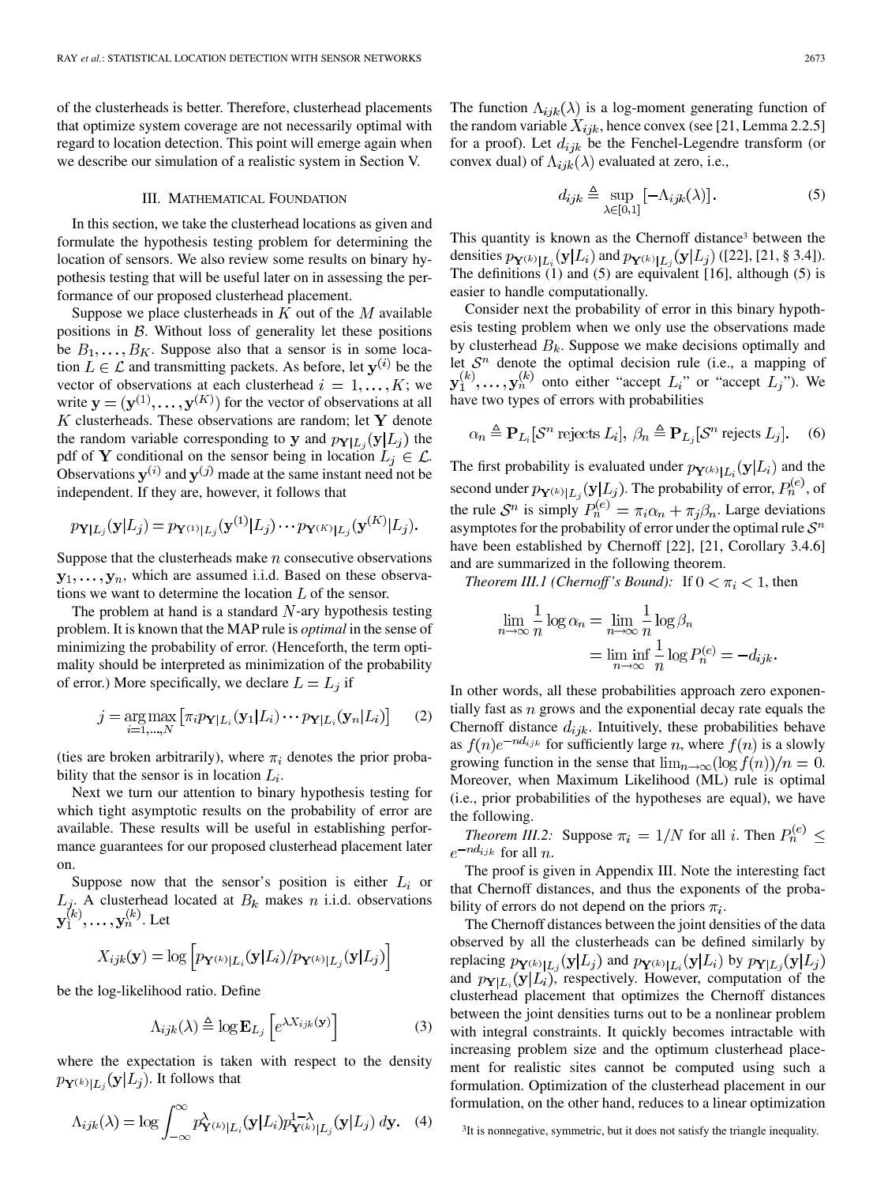of the clusterheads is better. Therefore, clusterhead placements that optimize system coverage are not necessarily optimal with regard to location detection. This point will emerge again when we describe our simulation of a realistic system in Section V.

## III. Mathematical Foundation

In this section, we take the clusterhead locations as given and formulate the hypothesis testing problem for determining the location of sensors. We also review some results on binary hypothesis testing that will be useful later on in assessing the performance of our proposed clusterhead placement.

Suppose we place clusterheads in $K$ out of the $M$ available positions in $\mathcal{B}$. Without loss of generality let these positions be $B_1, \ldots, B_K$. Suppose also that a sensor is in some location $L \in \mathcal{L}$ and transmitting packets. As before, let $\mathbf{y}^{(i)}$ be the vector of observations at each clusterhead $i = 1, \ldots, K$; we write $\mathbf{y} = (\mathbf{y}^{(1)}, \ldots, \mathbf{y}^{(K)})$ for the vector of observations at all $K$ clusterheads. These observations are random; let $\mathbf{Y}$ denote the random variable corresponding to $\mathbf{y}$ and $p_{\mathbf{Y}|L_j}(\mathbf{y}|L_j)$ the pdf of $\mathbf{Y}$ conditional on the sensor being in location $L_j \in \mathcal{L}$. Observations $\mathbf{y}^{(i)}$ and $\mathbf{y}^{(j)}$ made at the same instant need not be independent. If they are, however, it follows that

$$p_{\mathbf{Y}|L_j}(\mathbf{y}|L_j) = p_{\mathbf{Y}^{(1)}|L_j}(\mathbf{y}^{(1)}|L_j) \cdots p_{\mathbf{Y}^{(K)}|L_j}(\mathbf{y}^{(K)}|L_j).$$

Suppose that the clusterheads make $n$ consecutive observations $\mathbf{y}_1, \ldots, \mathbf{y}_n$, which are assumed i.i.d. Based on these observations we want to determine the location $L$ of the sensor.

The problem at hand is a standard $N$-ary hypothesis testing problem. It is known that the MAP rule is *optimal* in the sense of minimizing the probability of error. (Henceforth, the term optimality should be interpreted as minimization of the probability of error.) More specifically, we declare $L = L_j$ if

$$j = \arg\max_{i=1,\ldots,N} \left[\pi_i p_{\mathbf{Y}|L_i}(\mathbf{y}_1|L_i) \cdots p_{\mathbf{Y}|L_i}(\mathbf{y}_n|L_i)\right] \tag{2}$$

(ties are broken arbitrarily), where $\pi_i$ denotes the prior probability that the sensor is in location $L_i$.

Next we turn our attention to binary hypothesis testing for which tight asymptotic results on the probability of error are available. These results will be useful in establishing performance guarantees for our proposed clusterhead placement later on.

Suppose now that the sensor's position is either $L_i$ or $L_j$. A clusterhead located at $B_k$ makes $n$ i.i.d. observations $\mathbf{y}_1^{(k)}, \ldots, \mathbf{y}_n^{(k)}$. Let

$$X_{ijk}(\mathbf{y}) = \log\left[p_{\mathbf{Y}^{(k)}|L_i}(\mathbf{y}|L_i)/p_{\mathbf{Y}^{(k)}|L_j}(\mathbf{y}|L_j)\right]$$

be the log-likelihood ratio. Define

$$\Lambda_{ijk}(\lambda) \triangleq \log \mathbf{E}_{L_j}\left[e^{\lambda X_{ijk}(\mathbf{y})}\right] \tag{3}$$

where the expectation is taken with respect to the density $p_{\mathbf{Y}^{(k)}|L_j}(\mathbf{y}|L_j)$. It follows that

$$\Lambda_{ijk}(\lambda) = \log \int_{-\infty}^{\infty} p^{\lambda}_{\mathbf{Y}^{(k)}|L_i}(\mathbf{y}|L_i) p^{1-\lambda}_{\mathbf{Y}^{(k)}|L_j}(\mathbf{y}|L_j)\, d\mathbf{y}. \tag{4}$$

The function $\Lambda_{ijk}(\lambda)$ is a log-moment generating function of the random variable $X_{ijk}$, hence convex (see [21, Lemma 2.2.5] for a proof). Let $d_{ijk}$ be the Fenchel-Legendre transform (or convex dual) of $\Lambda_{ijk}(\lambda)$ evaluated at zero, i.e.,

$$d_{ijk} \triangleq \sup_{\lambda \in [0,1]} \left[-\Lambda_{ijk}(\lambda)\right]. \tag{5}$$

This quantity is known as the Chernoff distance[3] between the densities $p_{\mathbf{Y}^{(k)}|L_i}(\mathbf{y}|L_i)$ and $p_{\mathbf{Y}^{(k)}|L_j}(\mathbf{y}|L_j)$ ([22], [21, § 3.4]). The definitions (1) and (5) are equivalent [16], although (5) is easier to handle computationally.

Consider next the probability of error in this binary hypothesis testing problem when we only use the observations made by clusterhead $B_k$. Suppose we make decisions optimally and let $\mathcal{S}^n$ denote the optimal decision rule (i.e., a mapping of $\mathbf{y}_1^{(k)}, \ldots, \mathbf{y}_n^{(k)}$ onto either "accept $L_i$" or "accept $L_j$"). We have two types of errors with probabilities

$$\alpha_n \triangleq \mathbf{P}_{L_i}[\mathcal{S}^n \text{ rejects } L_i], \; \beta_n \triangleq \mathbf{P}_{L_j}[\mathcal{S}^n \text{ rejects } L_j]. \tag{6}$$

The first probability is evaluated under $p_{\mathbf{Y}^{(k)}|L_i}(\mathbf{y}|L_i)$ and the second under $p_{\mathbf{Y}^{(k)}|L_j}(\mathbf{y}|L_j)$. The probability of error, $P_n^{(e)}$, of the rule $\mathcal{S}^n$ is simply $P_n^{(e)} = \pi_i \alpha_n + \pi_j \beta_n$. Large deviations asymptotes for the probability of error under the optimal rule $\mathcal{S}^n$ have been established by Chernoff [22], [21, Corollary 3.4.6] and are summarized in the following theorem.

*Theorem III.1 (Chernoff's Bound):* If $0 < \pi_i < 1$, then

$$\lim_{n\to\infty} \frac{1}{n} \log \alpha_n = \lim_{n\to\infty} \frac{1}{n} \log \beta_n = \liminf_{n\to\infty} \frac{1}{n} \log P_n^{(e)} = -d_{ijk}.$$

In other words, all these probabilities approach zero exponentially fast as $n$ grows and the exponential decay rate equals the Chernoff distance $d_{ijk}$. Intuitively, these probabilities behave as $f(n)e^{-nd_{ijk}}$ for sufficiently large $n$, where $f(n)$ is a slowly growing function in the sense that $\lim_{n\to\infty}(\log f(n))/n = 0$. Moreover, when Maximum Likelihood (ML) rule is optimal (i.e., prior probabilities of the hypotheses are equal), we have the following.

*Theorem III.2:* Suppose $\pi_i = 1/N$ for all $i$. Then $P_n^{(e)} \leq e^{-nd_{ijk}}$ for all $n$.

The proof is given in Appendix III. Note the interesting fact that Chernoff distances, and thus the exponents of the probability of errors do not depend on the priors $\pi_i$.

The Chernoff distances between the joint densities of the data observed by all the clusterheads can be defined similarly by replacing $p_{\mathbf{Y}^{(k)}|L_j}(\mathbf{y}|L_j)$ and $p_{\mathbf{Y}^{(k)}|L_i}(\mathbf{y}|L_i)$ by $p_{\mathbf{Y}|L_j}(\mathbf{y}|L_j)$ and $p_{\mathbf{Y}|L_i}(\mathbf{y}|L_i)$, respectively. However, computation of the clusterhead placement that optimizes the Chernoff distances between the joint densities turns out to be a nonlinear problem with integral constraints. It quickly becomes intractable with increasing problem size and the optimum clusterhead placement for realistic sites cannot be computed using such a formulation. Optimization of the clusterhead placement in our formulation, on the other hand, reduces to a linear optimization

[3] It is nonnegative, symmetric, but it does not satisfy the triangle inequality.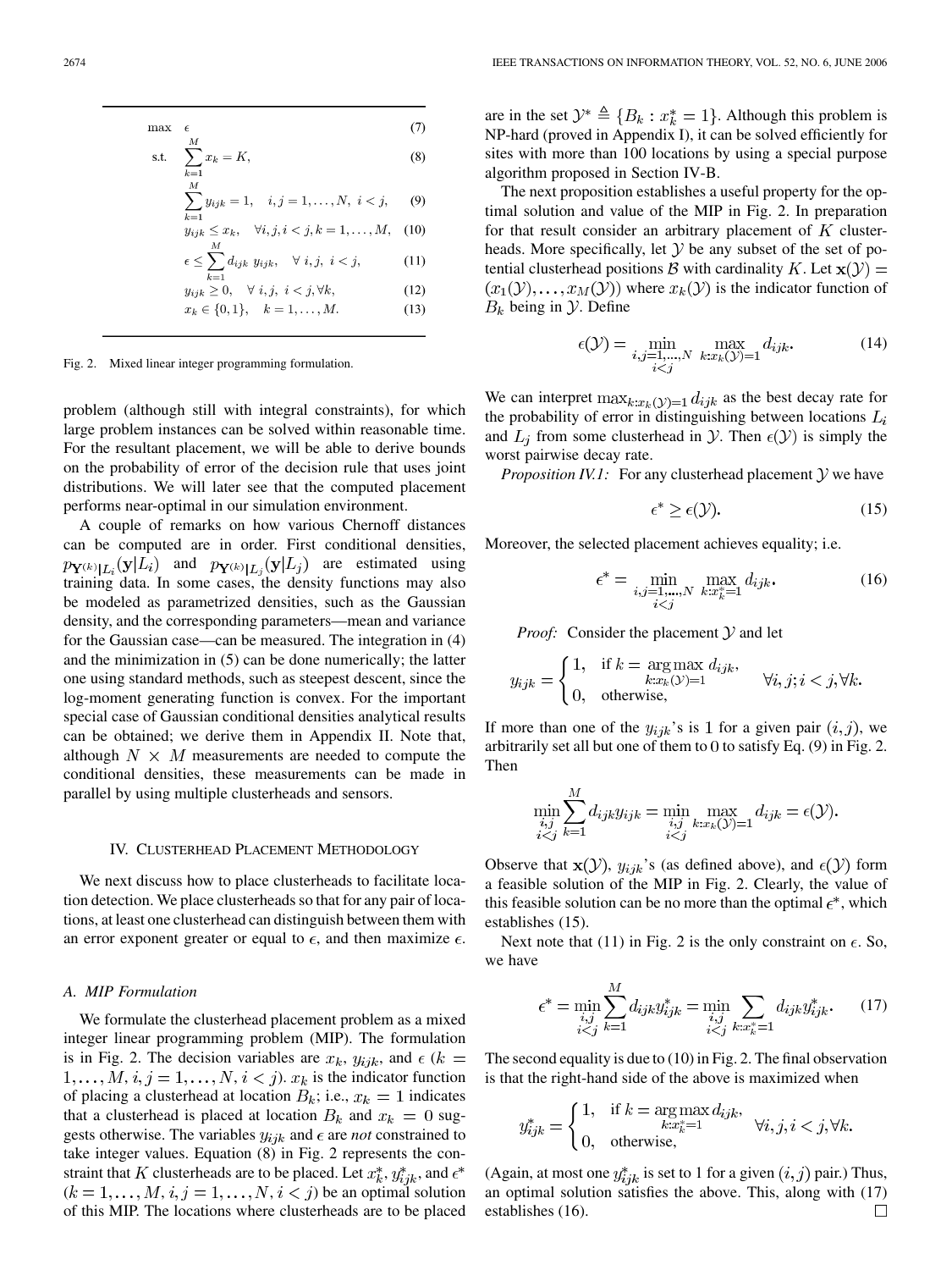$$
\begin{aligned}
\max \quad & \epsilon & (7)\\
\text{s.t.} \quad & \sum_{k=1}^{M} x_k = K, & (8)\\
& \sum_{k=1}^{M} y_{ijk} = 1, \quad i,j = 1,\ldots,N,\ i<j, & (9)\\
& y_{ijk} \le x_k, \quad \forall i,j, i<j, k=1,\ldots,M, & (10)\\
& \epsilon \le \sum_{k=1}^{M} d_{ijk}\ y_{ijk}, \quad \forall\ i,j,\ i<j, & (11)\\
& y_{ijk} \ge 0, \quad \forall\ i,j,\ i<j, \forall k, & (12)\\
& x_k \in \{0,1\}, \quad k=1,\ldots,M. & (13)
\end{aligned}
$$

Fig. 2. Mixed linear integer programming formulation.

problem (although still with integral constraints), for which large problem instances can be solved within reasonable time. For the resultant placement, we will be able to derive bounds on the probability of error of the decision rule that uses joint distributions. We will later see that the computed placement performs near-optimal in our simulation environment.

A couple of remarks on how various Chernoff distances can be computed are in order. First conditional densities, $p_{\mathbf{Y}^{(k)}|L_i}(\mathbf{y}|L_i)$ and $p_{\mathbf{Y}^{(k)}|L_j}(\mathbf{y}|L_j)$ are estimated using training data. In some cases, the density functions may also be modeled as parametrized densities, such as the Gaussian density, and the corresponding parameters—mean and variance for the Gaussian case—can be measured. The integration in (4) and the minimization in (5) can be done numerically; the latter one using standard methods, such as steepest descent, since the log-moment generating function is convex. For the important special case of Gaussian conditional densities analytical results can be obtained; we derive them in Appendix II. Note that, although $N \times M$ measurements are needed to compute the conditional densities, these measurements can be made in parallel by using multiple clusterheads and sensors.

## IV. Clusterhead Placement Methodology

We next discuss how to place clusterheads to facilitate location detection. We place clusterheads so that for any pair of locations, at least one clusterhead can distinguish between them with an error exponent greater or equal to $\epsilon$, and then maximize $\epsilon$.

### A. MIP Formulation

We formulate the clusterhead placement problem as a mixed integer linear programming problem (MIP). The formulation is in Fig. 2. The decision variables are $x_k$, $y_{ijk}$, and $\epsilon$ ($k = 1,\ldots,M, i,j=1,\ldots,N, i<j$). $x_k$ is the indicator function of placing a clusterhead at location $B_k$; i.e., $x_k = 1$ indicates that a clusterhead is placed at location $B_k$ and $x_k = 0$ suggests otherwise. The variables $y_{ijk}$ and $\epsilon$ are *not* constrained to take integer values. Equation (8) in Fig. 2 represents the constraint that $K$ clusterheads are to be placed. Let $x_k^*$, $y_{ijk}^*$, and $\epsilon^*$ ($k=1,\ldots,M, i,j=1,\ldots,N, i<j$) be an optimal solution of this MIP. The locations where clusterheads are to be placed are in the set $\mathcal{Y}^* \triangleq \{B_k : x_k^* = 1\}$. Although this problem is NP-hard (proved in Appendix I), it can be solved efficiently for sites with more than 100 locations by using a special purpose algorithm proposed in Section IV-B.

The next proposition establishes a useful property for the optimal solution and value of the MIP in Fig. 2. In preparation for that result consider an arbitrary placement of $K$ clusterheads. More specifically, let $\mathcal{Y}$ be any subset of the set of potential clusterhead positions $\mathcal{B}$ with cardinality $K$. Let $\mathbf{x}(\mathcal{Y}) = (x_1(\mathcal{Y}),\ldots,x_M(\mathcal{Y}))$ where $x_k(\mathcal{Y})$ is the indicator function of $B_k$ being in $\mathcal{Y}$. Define

$$
\epsilon(\mathcal{Y}) = \min_{\substack{i,j=1,\ldots,N\\ i<j}} \max_{k:x_k(\mathcal{Y})=1} d_{ijk}. \tag{14}
$$

We can interpret $\max_{k:x_k(\mathcal{Y})=1} d_{ijk}$ as the best decay rate for the probability of error in distinguishing between locations $L_i$ and $L_j$ from some clusterhead in $\mathcal{Y}$. Then $\epsilon(\mathcal{Y})$ is simply the worst pairwise decay rate.

*Proposition IV.1:* For any clusterhead placement $\mathcal{Y}$ we have

$$
\epsilon^* \ge \epsilon(\mathcal{Y}). \tag{15}
$$

Moreover, the selected placement achieves equality; i.e.

$$
\epsilon^* = \min_{\substack{i,j=1,\ldots,N\\ i<j}} \max_{k:x_k^*=1} d_{ijk}. \tag{16}
$$

*Proof:* Consider the placement $\mathcal{Y}$ and let

$$
y_{ijk} = \begin{cases} 1, & \text{if } k = \arg\max\limits_{k:x_k(\mathcal{Y})=1} d_{ijk}, \\ 0, & \text{otherwise,} \end{cases} \qquad \forall i,j; i<j, \forall k.
$$

If more than one of the $y_{ijk}$'s is 1 for a given pair $(i,j)$, we arbitrarily set all but one of them to 0 to satisfy Eq. (9) in Fig. 2. Then

$$
\min_{\substack{i,j\\ i<j}} \sum_{k=1}^{M} d_{ijk} y_{ijk} = \min_{\substack{i,j\\ i<j}} \max_{k:x_k(\mathcal{Y})=1} d_{ijk} = \epsilon(\mathcal{Y}).
$$

Observe that $\mathbf{x}(\mathcal{Y})$, $y_{ijk}$'s (as defined above), and $\epsilon(\mathcal{Y})$ form a feasible solution of the MIP in Fig. 2. Clearly, the value of this feasible solution can be no more than the optimal $\epsilon^*$, which establishes (15).

Next note that (11) in Fig. 2 is the only constraint on $\epsilon$. So, we have

$$
\epsilon^* = \min_{\substack{i,j\\ i<j}} \sum_{k=1}^{M} d_{ijk} y_{ijk}^* = \min_{\substack{i,j\\ i<j}} \sum_{k:x_k^*=1} d_{ijk} y_{ijk}^*. \tag{17}
$$

The second equality is due to (10) in Fig. 2. The final observation is that the right-hand side of the above is maximized when

$$
y_{ijk}^* = \begin{cases} 1, & \text{if } k = \arg\max\limits_{k:x_k^*=1} d_{ijk}, \\ 0, & \text{otherwise,} \end{cases} \quad \forall i,j, i<j, \forall k.
$$

(Again, at most one $y_{ijk}^*$ is set to 1 for a given $(i,j)$ pair.) Thus, an optimal solution satisfies the above. This, along with (17) establishes (16). □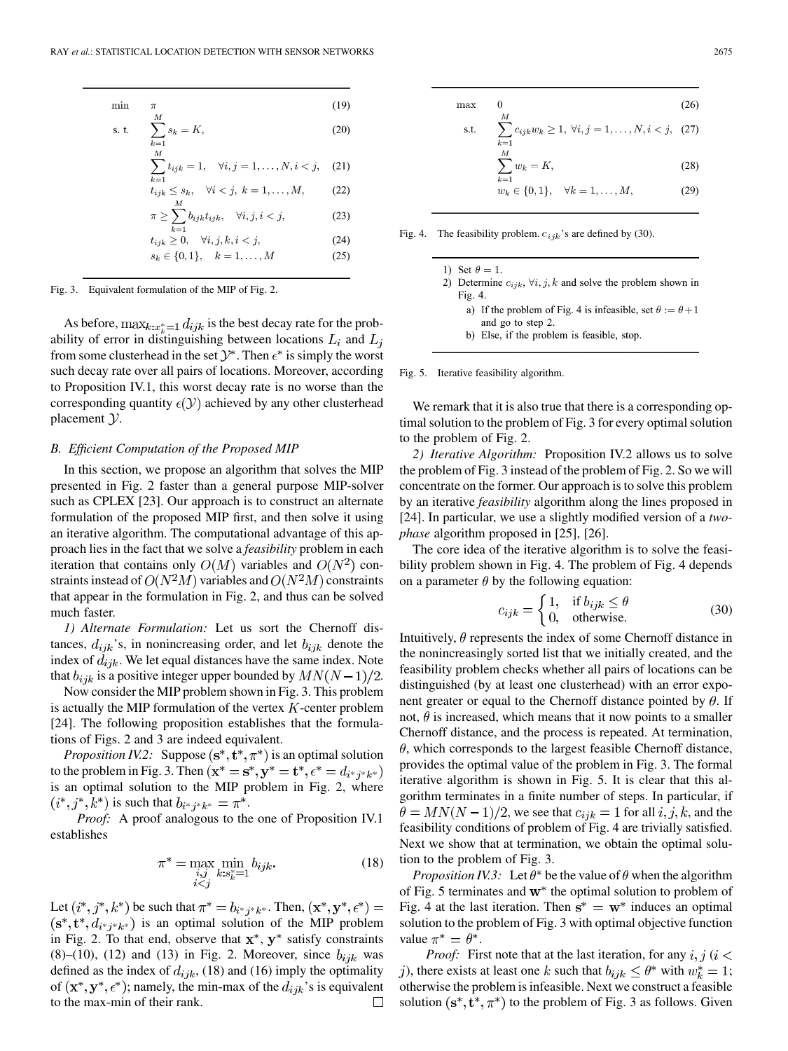$$
\begin{aligned}
\min \quad & \pi && (19)\\
\text{s. t.} \quad & \sum_{k=1}^{M} s_k = K, && (20)\\
& \sum_{k=1}^{M} t_{ijk} = 1, \quad \forall i,j=1,\ldots,N, i<j, && (21)\\
& t_{ijk} \le s_k, \quad \forall i<j,\ k=1,\ldots,M, && (22)\\
& \pi \ge \sum_{k=1}^{M} b_{ijk} t_{ijk}, \quad \forall i,j,i<j, && (23)\\
& t_{ijk} \ge 0, \quad \forall i,j,k,i<j, && (24)\\
& s_k \in \{0,1\}, \quad k=1,\ldots,M && (25)
\end{aligned}
$$

Fig. 3. Equivalent formulation of the MIP of Fig. 2.

As before, $\max_{k:x_k^*=1} d_{ijk}$ is the best decay rate for the probability of error in distinguishing between locations $L_i$ and $L_j$ from some clusterhead in the set $\mathcal{Y}^*$. Then $\epsilon^*$ is simply the worst such decay rate over all pairs of locations. Moreover, according to Proposition IV.1, this worst decay rate is no worse than the corresponding quantity $\epsilon(\mathcal{Y})$ achieved by any other clusterhead placement $\mathcal{Y}$.

### B. Efficient Computation of the Proposed MIP

In this section, we propose an algorithm that solves the MIP presented in Fig. 2 faster than a general purpose MIP-solver such as CPLEX [23]. Our approach is to construct an alternate formulation of the proposed MIP first, and then solve it using an iterative algorithm. The computational advantage of this approach lies in the fact that we solve a *feasibility* problem in each iteration that contains only $O(M)$ variables and $O(N^2)$ constraints instead of $O(N^2M)$ variables and $O(N^2M)$ constraints that appear in the formulation in Fig. 2, and thus can be solved much faster.

*1) Alternate Formulation:* Let us sort the Chernoff distances, $d_{ijk}$'s, in nonincreasing order, and let $b_{ijk}$ denote the index of $d_{ijk}$. We let equal distances have the same index. Note that $b_{ijk}$ is a positive integer upper bounded by $MN(N-1)/2$.

Now consider the MIP problem shown in Fig. 3. This problem is actually the MIP formulation of the vertex $K$-center problem [24]. The following proposition establishes that the formulations of Figs. 2 and 3 are indeed equivalent.

*Proposition IV.2:* Suppose $(\mathbf{s}^*, \mathbf{t}^*, \pi^*)$ is an optimal solution to the problem in Fig. 3. Then $(\mathbf{x}^* = \mathbf{s}^*, \mathbf{y}^* = \mathbf{t}^*, \epsilon^* = d_{i^*j^*k^*})$ is an optimal solution to the MIP problem in Fig. 2, where $(i^*, j^*, k^*)$ is such that $b_{i^*j^*k^*} = \pi^*$.

*Proof:* A proof analogous to the one of Proposition IV.1 establishes

$$\pi^* = \max_{\substack{i,j \\ i<j}} \min_{k:s_k^*=1} b_{ijk}. \tag{18}$$

Let $(i^*, j^*, k^*)$ be such that $\pi^* = b_{i^*j^*k^*}$. Then, $(\mathbf{x}^*, \mathbf{y}^*, \epsilon^*) = (\mathbf{s}^*, \mathbf{t}^*, d_{i^*j^*k^*})$ is an optimal solution of the MIP problem in Fig. 2. To that end, observe that $\mathbf{x}^*$, $\mathbf{y}^*$ satisfy constraints (8)–(10), (12) and (13) in Fig. 2. Moreover, since $b_{ijk}$ was defined as the index of $d_{ijk}$, (18) and (16) imply the optimality of $(\mathbf{x}^*, \mathbf{y}^*, \epsilon^*)$; namely, the min-max of the $d_{ijk}$'s is equivalent to the max-min of their rank. □

$$
\begin{aligned}
\max \quad & 0 && (26)\\
\text{s.t.} \quad & \sum_{k=1}^{M} c_{ijk} w_k \ge 1, \ \forall i,j=1,\ldots,N, i<j, && (27)\\
& \sum_{k=1}^{M} w_k = K, && (28)\\
& w_k \in \{0,1\}, \quad \forall k=1,\ldots,M, && (29)
\end{aligned}
$$

Fig. 4. The feasibility problem. $c_{ijk}$'s are defined by (30).

1) Set $\theta = 1$.
2) Determine $c_{ijk}$, $\forall i,j,k$ and solve the problem shown in Fig. 4.
   a) If the problem of Fig. 4 is infeasible, set $\theta := \theta + 1$ and go to step 2.
   b) Else, if the problem is feasible, stop.

Fig. 5. Iterative feasibility algorithm.

We remark that it is also true that there is a corresponding optimal solution to the problem of Fig. 3 for every optimal solution to the problem of Fig. 2.

*2) Iterative Algorithm:* Proposition IV.2 allows us to solve the problem of Fig. 3 instead of the problem of Fig. 2. So we will concentrate on the former. Our approach is to solve this problem by an iterative *feasibility* algorithm along the lines proposed in [24]. In particular, we use a slightly modified version of a *two-phase* algorithm proposed in [25], [26].

The core idea of the iterative algorithm is to solve the feasibility problem shown in Fig. 4. The problem of Fig. 4 depends on a parameter $\theta$ by the following equation:

$$c_{ijk} = \begin{cases} 1, & \text{if } b_{ijk} \le \theta \\ 0, & \text{otherwise.} \end{cases} \tag{30}$$

Intuitively, $\theta$ represents the index of some Chernoff distance in the nonincreasingly sorted list that we initially created, and the feasibility problem checks whether all pairs of locations can be distinguished (by at least one clusterhead) with an error exponent greater or equal to the Chernoff distance pointed by $\theta$. If not, $\theta$ is increased, which means that it now points to a smaller Chernoff distance, and the process is repeated. At termination, $\theta$, which corresponds to the largest feasible Chernoff distance, provides the optimal value of the problem in Fig. 3. The formal iterative algorithm is shown in Fig. 5. It is clear that this algorithm terminates in a finite number of steps. In particular, if $\theta = MN(N-1)/2$, we see that $c_{ijk} = 1$ for all $i, j, k$, and the feasibility conditions of problem of Fig. 4 are trivially satisfied. Next we show that at termination, we obtain the optimal solution to the problem of Fig. 3.

*Proposition IV.3:* Let $\theta^*$ be the value of $\theta$ when the algorithm of Fig. 5 terminates and $\mathbf{w}^*$ the optimal solution to problem of Fig. 4 at the last iteration. Then $\mathbf{s}^* = \mathbf{w}^*$ induces an optimal solution to the problem of Fig. 3 with optimal objective function value $\pi^* = \theta^*$.

*Proof:* First note that at the last iteration, for any $i, j$ ($i < j$), there exists at least one $k$ such that $b_{ijk} \le \theta^*$ with $w_k^* = 1$; otherwise the problem is infeasible. Next we construct a feasible solution $(\mathbf{s}^*, \mathbf{t}^*, \pi^*)$ to the problem of Fig. 3 as follows. Given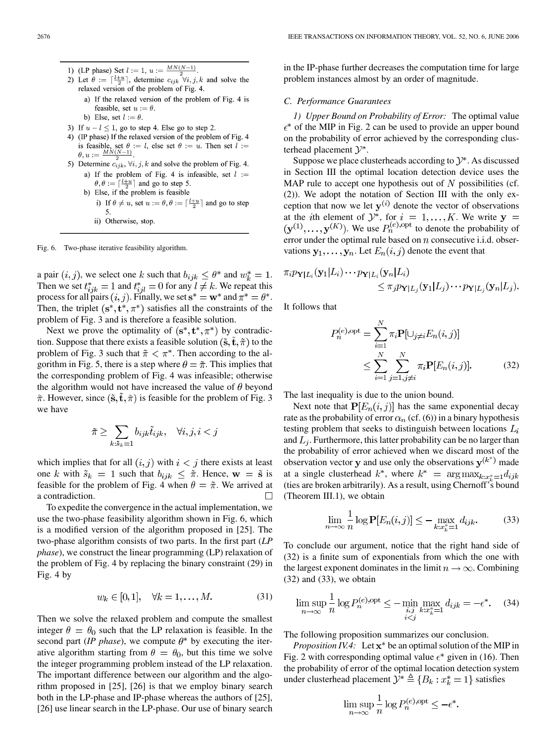1) (LP phase) Set $l := 1$, $u := \frac{MN(N-1)}{2}$.
2) Let $\theta := \lceil \frac{l+u}{2} \rceil$, determine $c_{ijk}$ $\forall i,j,k$ and solve the relaxed version of the problem of Fig. 4.
   a) If the relaxed version of the problem of Fig. 4 is feasible, set $u := \theta$.
   b) Else, set $l := \theta$.
3) If $u - l \leq 1$, go to step 4. Else go to step 2.
4) (IP phase) If the relaxed version of the problem of Fig. 4 is feasible, set $\theta := l$, else set $\theta := u$. Then set $l := \theta, u := \frac{MN(N-1)}{2}$.
5) Determine $c_{ijk}$, $\forall i,j,k$ and solve the problem of Fig. 4.
   a) If the problem of Fig. 4 is infeasible, set $l := \theta, \theta := \lceil \frac{l+u}{2} \rceil$ and go to step 5.
   b) Else, if the problem is feasible
      i) If $\theta \neq u$, set $u := \theta, \theta := \lceil \frac{l+u}{2} \rceil$ and go to step 5.
      ii) Otherwise, stop.

Fig. 6. Two-phase iterative feasibility algorithm.

a pair $(i,j)$, we select one $k$ such that $b_{ijk} \leq \theta^*$ and $w_k^* = 1$. Then we set $t_{ijk}^* = 1$ and $t_{ijl}^* = 0$ for any $l \neq k$. We repeat this process for all pairs $(i,j)$. Finally, we set $\mathbf{s}^* = \mathbf{w}^*$ and $\pi^* = \theta^*$. Then, the triplet $(\mathbf{s}^*, \mathbf{t}^*, \pi^*)$ satisfies all the constraints of the problem of Fig. 3 and is therefore a feasible solution.

Next we prove the optimality of $(\mathbf{s}^*, \mathbf{t}^*, \pi^*)$ by contradiction. Suppose that there exists a feasible solution $(\tilde{\mathbf{s}}, \tilde{\mathbf{t}}, \tilde{\pi})$ to the problem of Fig. 3 such that $\tilde{\pi} < \pi^*$. Then according to the algorithm in Fig. 5, there is a step where $\theta = \tilde{\pi}$. This implies that the corresponding problem of Fig. 4 was infeasible; otherwise the algorithm would not have increased the value of $\theta$ beyond $\tilde{\pi}$. However, since $(\tilde{\mathbf{s}}, \tilde{\mathbf{t}}, \tilde{\pi})$ is feasible for the problem of Fig. 3 we have

$$\tilde{\pi} \geq \sum_{k:\tilde{s}_k=1} b_{ijk}\tilde{t}_{ijk}, \quad \forall i,j, i<j$$

which implies that for all $(i,j)$ with $i<j$ there exists at least one $k$ with $\tilde{s}_k = 1$ such that $b_{ijk} \leq \tilde{\pi}$. Hence, $\mathbf{w} = \tilde{\mathbf{s}}$ is feasible for the problem of Fig. 4 when $\theta = \tilde{\pi}$. We arrived at a contradiction. □

To expedite the convergence in the actual implementation, we use the two-phase feasibility algorithm shown in Fig. 6, which is a modified version of the algorithm proposed in [25]. The two-phase algorithm consists of two parts. In the first part (*LP phase*), we construct the linear programming (LP) relaxation of the problem of Fig. 4 by replacing the binary constraint (29) in Fig. 4 by

$$w_k \in [0,1], \quad \forall k = 1,\ldots,M. \tag{31}$$

Then we solve the relaxed problem and compute the smallest integer $\theta = \theta_0$ such that the LP relaxation is feasible. In the second part (*IP phase*), we compute $\theta^*$ by executing the iterative algorithm starting from $\theta = \theta_0$, but this time we solve the integer programming problem instead of the LP relaxation. The important difference between our algorithm and the algorithm proposed in [25], [26] is that we employ binary search both in the LP-phase and IP-phase whereas the authors of [25], [26] use linear search in the LP-phase. Our use of binary search in the IP-phase further decreases the computation time for large problem instances almost by an order of magnitude.

### C. Performance Guarantees

*1) Upper Bound on Probability of Error:* The optimal value $\epsilon^*$ of the MIP in Fig. 2 can be used to provide an upper bound on the probability of error achieved by the corresponding clusterhead placement $\mathcal{Y}^*$.

Suppose we place clusterheads according to $\mathcal{Y}^*$. As discussed in Section III the optimal location detection device uses the MAP rule to accept one hypothesis out of $N$ possibilities (cf. (2)). We adopt the notation of Section III with the only exception that now we let $\mathbf{y}^{(i)}$ denote the vector of observations at the $i$th element of $\mathcal{Y}^*$, for $i = 1,\ldots,K$. We write $\mathbf{y} = (\mathbf{y}^{(1)},\ldots,\mathbf{y}^{(K)})$. We use $P_n^{(e),\text{opt}}$ to denote the probability of error under the optimal rule based on $n$ consecutive i.i.d. observations $\mathbf{y}_1,\ldots,\mathbf{y}_n$. Let $E_n(i,j)$ denote the event that

$$\pi_i p_{\mathbf{Y}|L_i}(\mathbf{y}_1|L_i)\cdots p_{\mathbf{Y}|L_i}(\mathbf{y}_n|L_i) \leq \pi_j p_{\mathbf{Y}|L_j}(\mathbf{y}_1|L_j)\cdots p_{\mathbf{Y}|L_j}(\mathbf{y}_n|L_j).$$

It follows that

$$P_n^{(e),\text{opt}} = \sum_{i=1}^{N} \pi_i \mathbf{P}[\cup_{j\neq i} E_n(i,j)] \leq \sum_{i=1}^{N} \sum_{j=1, j\neq i}^{N} \pi_i \mathbf{P}[E_n(i,j)]. \tag{32}$$

The last inequality is due to the union bound.

Next note that $\mathbf{P}[E_n(i,j)]$ has the same exponential decay rate as the probability of error $\alpha_n$ (cf. (6)) in a binary hypothesis testing problem that seeks to distinguish between locations $L_i$ and $L_j$. Furthermore, this latter probability can be no larger than the probability of error achieved when we discard most of the observation vector $\mathbf{y}$ and use only the observations $\mathbf{y}^{(k^*)}$ made at a single clusterhead $k^*$, where $k^* = \arg\max_{k:x_k^*=1} d_{ijk}$ (ties are broken arbitrarily). As a result, using Chernoff's bound (Theorem III.1), we obtain

$$\lim_{n\to\infty} \frac{1}{n} \log \mathbf{P}[E_n(i,j)] \leq -\max_{k:x_k^*=1} d_{ijk}. \tag{33}$$

To conclude our argument, notice that the right hand side of (32) is a finite sum of exponentials from which the one with the largest exponent dominates in the limit $n \to \infty$. Combining (32) and (33), we obtain

$$\limsup_{n\to\infty} \frac{1}{n} \log P_n^{(e),\text{opt}} \leq -\min_{\substack{i,j \\ i<j}} \max_{k:x_k^*=1} d_{ijk} = -\epsilon^*. \tag{34}$$

The following proposition summarizes our conclusion.

*Proposition IV.4:* Let $\mathbf{x}^*$ be an optimal solution of the MIP in Fig. 2 with corresponding optimal value $\epsilon^*$ given in (16). Then the probability of error of the optimal location detection system under clusterhead placement $\mathcal{Y}^* \triangleq \{B_k : x_k^* = 1\}$ satisfies

$$\limsup_{n\to\infty} \frac{1}{n} \log P_n^{(e),\text{opt}} \leq -\epsilon^*.$$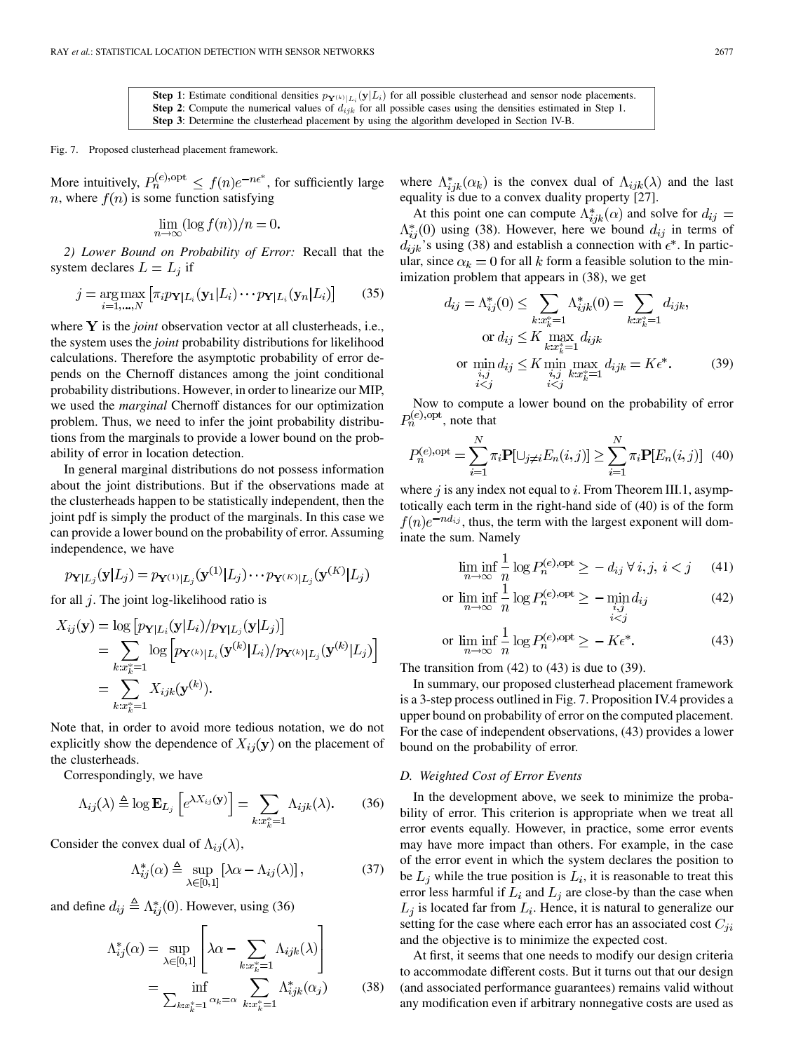**Step 1**: Estimate conditional densities $p_{\mathbf{Y}^{(k)}|L_i}(\mathbf{y}|L_i)$ for all possible clusterhead and sensor node placements.
**Step 2**: Compute the numerical values of $d_{ijk}$ for all possible cases using the densities estimated in Step 1.
**Step 3**: Determine the clusterhead placement by using the algorithm developed in Section IV-B.

Fig. 7. Proposed clusterhead placement framework.

More intuitively, $P_n^{(e),\text{opt}} \leq f(n)e^{-n\epsilon^*}$, for sufficiently large $n$, where $f(n)$ is some function satisfying

$$\lim_{n\to\infty}(\log f(n))/n = 0.$$

*2) Lower Bound on Probability of Error:* Recall that the system declares $L = L_j$ if

$$j = \arg\max_{i=1,\ldots,N}\left[\pi_i p_{\mathbf{Y}|L_i}(\mathbf{y}_1|L_i)\cdots p_{\mathbf{Y}|L_i}(\mathbf{y}_n|L_i)\right] \tag{35}$$

where $\mathbf{Y}$ is the *joint* observation vector at all clusterheads, i.e., the system uses the *joint* probability distributions for likelihood calculations. Therefore the asymptotic probability of error depends on the Chernoff distances among the joint conditional probability distributions. However, in order to linearize our MIP, we used the *marginal* Chernoff distances for our optimization problem. Thus, we need to infer the joint probability distributions from the marginals to provide a lower bound on the probability of error in location detection.

In general marginal distributions do not possess information about the joint distributions. But if the observations made at the clusterheads happen to be statistically independent, then the joint pdf is simply the product of the marginals. In this case we can provide a lower bound on the probability of error. Assuming independence, we have

$$p_{\mathbf{Y}|L_j}(\mathbf{y}|L_j) = p_{\mathbf{Y}^{(1)}|L_j}(\mathbf{y}^{(1)}|L_j)\cdots p_{\mathbf{Y}^{(K)}|L_j}(\mathbf{y}^{(K)}|L_j)$$

for all $j$. The joint log-likelihood ratio is

$$\begin{aligned}X_{ij}(\mathbf{y}) &= \log\left[p_{\mathbf{Y}|L_i}(\mathbf{y}|L_i)/p_{\mathbf{Y}|L_j}(\mathbf{y}|L_j)\right]\\ &= \sum_{k:x_k^*=1}\log\left[p_{\mathbf{Y}^{(k)}|L_i}(\mathbf{y}^{(k)}|L_i)/p_{\mathbf{Y}^{(k)}|L_j}(\mathbf{y}^{(k)}|L_j)\right]\\ &= \sum_{k:x_k^*=1}X_{ijk}(\mathbf{y}^{(k)}).\end{aligned}$$

Note that, in order to avoid more tedious notation, we do not explicitly show the dependence of $X_{ij}(\mathbf{y})$ on the placement of the clusterheads.

Correspondingly, we have

$$\Lambda_{ij}(\lambda) \triangleq \log \mathbf{E}_{L_j}\left[e^{\lambda X_{ij}(\mathbf{y})}\right] = \sum_{k:x_k^*=1}\Lambda_{ijk}(\lambda). \tag{36}$$

Consider the convex dual of $\Lambda_{ij}(\lambda)$,

$$\Lambda_{ij}^*(\alpha) \triangleq \sup_{\lambda\in[0,1]}\left[\lambda\alpha - \Lambda_{ij}(\lambda)\right], \tag{37}$$

and define $d_{ij} \triangleq \Lambda_{ij}^*(0)$. However, using (36)

$$\begin{aligned}\Lambda_{ij}^*(\alpha) &= \sup_{\lambda\in[0,1]}\left[\lambda\alpha - \sum_{k:x_k^*=1}\Lambda_{ijk}(\lambda)\right]\\ &= \inf_{\sum_{k:x_k^*=1}\alpha_k=\alpha}\sum_{k:x_k^*=1}\Lambda_{ijk}^*(\alpha_j)\end{aligned} \tag{38}$$

where $\Lambda_{ijk}^*(\alpha_k)$ is the convex dual of $\Lambda_{ijk}(\lambda)$ and the last equality is due to a convex duality property [27].

At this point one can compute $\Lambda_{ijk}^*(\alpha)$ and solve for $d_{ij} = \Lambda_{ij}^*(0)$ using (38). However, here we bound $d_{ij}$ in terms of $d_{ijk}$'s using (38) and establish a connection with $\epsilon^*$. In particular, since $\alpha_k = 0$ for all $k$ form a feasible solution to the minimization problem that appears in (38), we get

$$\begin{aligned}d_{ij} = \Lambda_{ij}^*(0) &\leq \sum_{k:x_k^*=1}\Lambda_{ijk}^*(0) = \sum_{k:x_k^*=1}d_{ijk},\\ \text{or } d_{ij} &\leq K\max_{k:x_k^*=1}d_{ijk}\\ \text{or } \min_{\substack{i,j\\ i<j}}d_{ij} &\leq K\min_{\substack{i,j\\ i<j}}\max_{k:x_k^*=1}d_{ijk} = K\epsilon^*.\end{aligned} \tag{39}$$

Now to compute a lower bound on the probability of error $P_n^{(e),\text{opt}}$, note that

$$P_n^{(e),\text{opt}} = \sum_{i=1}^{N}\pi_i\mathbf{P}[\cup_{j\neq i}E_n(i,j)] \geq \sum_{i=1}^{N}\pi_i\mathbf{P}[E_n(i,j)] \tag{40}$$

where $j$ is any index not equal to $i$. From Theorem III.1, asymptotically each term in the right-hand side of (40) is of the form $f(n)e^{-nd_{ij}}$, thus, the term with the largest exponent will dominate the sum. Namely

$$\liminf_{n\to\infty}\frac{1}{n}\log P_n^{(e),\text{opt}} \geq -d_{ij}\ \forall\, i,j,\ i<j \tag{41}$$

$$\text{or } \liminf_{n\to\infty}\frac{1}{n}\log P_n^{(e),\text{opt}} \geq -\min_{\substack{i,j\\ i<j}}d_{ij} \tag{42}$$

$$\text{or } \liminf_{n\to\infty}\frac{1}{n}\log P_n^{(e),\text{opt}} \geq -K\epsilon^*. \tag{43}$$

The transition from (42) to (43) is due to (39).

In summary, our proposed clusterhead placement framework is a 3-step process outlined in Fig. 7. Proposition IV.4 provides a upper bound on probability of error on the computed placement. For the case of independent observations, (43) provides a lower bound on the probability of error.

### D. Weighted Cost of Error Events

In the development above, we seek to minimize the probability of error. This criterion is appropriate when we treat all error events equally. However, in practice, some error events may have more impact than others. For example, in the case of the error event in which the system declares the position to be $L_j$ while the true position is $L_i$, it is reasonable to treat this error less harmful if $L_i$ and $L_j$ are close-by than the case when $L_j$ is located far from $L_i$. Hence, it is natural to generalize our setting for the case where each error has an associated cost $C_{ji}$ and the objective is to minimize the expected cost.

At first, it seems that one needs to modify our design criteria to accommodate different costs. But it turns out that our design (and associated performance guarantees) remains valid without any modification even if arbitrary nonnegative costs are used as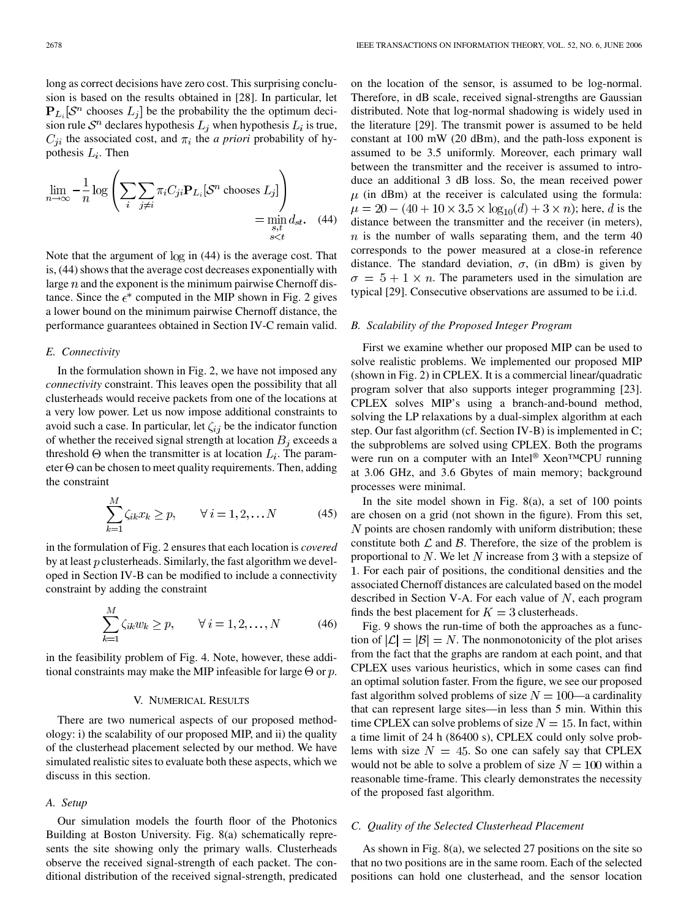long as correct decisions have zero cost. This surprising conclusion is based on the results obtained in [28]. In particular, let $\mathbf{P}_{L_i}[\mathcal{S}^n \text{ chooses } L_j]$ be the probability the the optimum decision rule $\mathcal{S}^n$ declares hypothesis $L_j$ when hypothesis $L_i$ is true, $C_{ji}$ the associated cost, and $\pi_i$ the *a priori* probability of hypothesis $L_i$. Then

$$\lim_{n\to\infty} -\frac{1}{n}\log\left(\sum_i \sum_{j\neq i} \pi_i C_{ji} \mathbf{P}_{L_i}[\mathcal{S}^n \text{ chooses } L_j]\right) = \min_{\substack{s,t \\ s<t}} d_{st}. \quad (44)$$

Note that the argument of log in (44) is the average cost. That is, (44) shows that the average cost decreases exponentially with large $n$ and the exponent is the minimum pairwise Chernoff distance. Since the $\epsilon^*$ computed in the MIP shown in Fig. 2 gives a lower bound on the minimum pairwise Chernoff distance, the performance guarantees obtained in Section IV-C remain valid.

### E. Connectivity

In the formulation shown in Fig. 2, we have not imposed any *connectivity* constraint. This leaves open the possibility that all clusterheads would receive packets from one of the locations at a very low power. Let us now impose additional constraints to avoid such a case. In particular, let $\zeta_{ij}$ be the indicator function of whether the received signal strength at location $B_j$ exceeds a threshold $\Theta$ when the transmitter is at location $L_i$. The parameter $\Theta$ can be chosen to meet quality requirements. Then, adding the constraint

$$\sum_{k=1}^{M} \zeta_{ik} x_k \geq p, \qquad \forall i = 1, 2, \ldots N \quad (45)$$

in the formulation of Fig. 2 ensures that each location is *covered* by at least $p$ clusterheads. Similarly, the fast algorithm we developed in Section IV-B can be modified to include a connectivity constraint by adding the constraint

$$\sum_{k=1}^{M} \zeta_{ik} w_k \geq p, \qquad \forall i = 1, 2, \ldots, N \quad (46)$$

in the feasibility problem of Fig. 4. Note, however, these additional constraints may make the MIP infeasible for large $\Theta$ or $p$.

## V. Numerical Results

There are two numerical aspects of our proposed methodology: i) the scalability of our proposed MIP, and ii) the quality of the clusterhead placement selected by our method. We have simulated realistic sites to evaluate both these aspects, which we discuss in this section.

### A. Setup

Our simulation models the fourth floor of the Photonics Building at Boston University. Fig. 8(a) schematically represents the site showing only the primary walls. Clusterheads observe the received signal-strength of each packet. The conditional distribution of the received signal-strength, predicated on the location of the sensor, is assumed to be log-normal. Therefore, in dB scale, received signal-strengths are Gaussian distributed. Note that log-normal shadowing is widely used in the literature [29]. The transmit power is assumed to be held constant at 100 mW (20 dBm), and the path-loss exponent is assumed to be 3.5 uniformly. Moreover, each primary wall between the transmitter and the receiver is assumed to introduce an additional 3 dB loss. So, the mean received power $\mu$ (in dBm) at the receiver is calculated using the formula: $\mu = 20 - (40 + 10 \times 3.5 \times \log_{10}(d) + 3 \times n)$; here, $d$ is the distance between the transmitter and the receiver (in meters), $n$ is the number of walls separating them, and the term 40 corresponds to the power measured at a close-in reference distance. The standard deviation, $\sigma$, (in dBm) is given by $\sigma = 5 + 1 \times n$. The parameters used in the simulation are typical [29]. Consecutive observations are assumed to be i.i.d.

### B. Scalability of the Proposed Integer Program

First we examine whether our proposed MIP can be used to solve realistic problems. We implemented our proposed MIP (shown in Fig. 2) in CPLEX. It is a commercial linear/quadratic program solver that also supports integer programming [23]. CPLEX solves MIP's using a branch-and-bound method, solving the LP relaxations by a dual-simplex algorithm at each step. Our fast algorithm (cf. Section IV-B) is implemented in C; the subproblems are solved using CPLEX. Both the programs were run on a computer with an Intel® Xeon™CPU running at 3.06 GHz, and 3.6 Gbytes of main memory; background processes were minimal.

In the site model shown in Fig. 8(a), a set of 100 points are chosen on a grid (not shown in the figure). From this set, $N$ points are chosen randomly with uniform distribution; these constitute both $\mathcal{L}$ and $\mathcal{B}$. Therefore, the size of the problem is proportional to $N$. We let $N$ increase from 3 with a stepsize of 1. For each pair of positions, the conditional densities and the associated Chernoff distances are calculated based on the model described in Section V-A. For each value of $N$, each program finds the best placement for $K = 3$ clusterheads.

Fig. 9 shows the run-time of both the approaches as a function of $|\mathcal{L}| = |\mathcal{B}| = N$. The nonmonotonicity of the plot arises from the fact that the graphs are random at each point, and that CPLEX uses various heuristics, which in some cases can find an optimal solution faster. From the figure, we see our proposed fast algorithm solved problems of size $N = 100$—a cardinality that can represent large sites—in less than 5 min. Within this time CPLEX can solve problems of size $N = 15$. In fact, within a time limit of 24 h (86400 s), CPLEX could only solve problems with size $N = 45$. So one can safely say that CPLEX would not be able to solve a problem of size $N = 100$ within a reasonable time-frame. This clearly demonstrates the necessity of the proposed fast algorithm.

### C. Quality of the Selected Clusterhead Placement

As shown in Fig. 8(a), we selected 27 positions on the site so that no two positions are in the same room. Each of the selected positions can hold one clusterhead, and the sensor location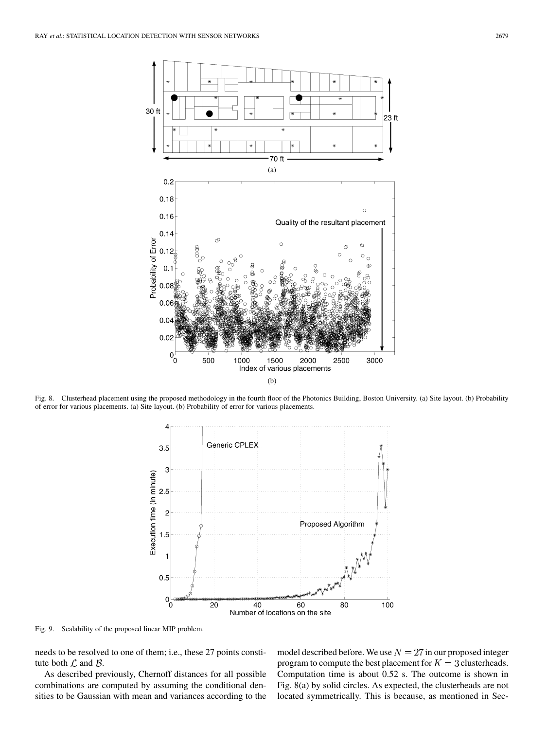Fig. 8. Clusterhead placement using the proposed methodology in the fourth floor of the Photonics Building, Boston University. (a) Site layout. (b) Probability of error for various placements. (a) Site layout. (b) Probability of error for various placements.

Fig. 9. Scalability of the proposed linear MIP problem.

needs to be resolved to one of them; i.e., these 27 points constitute both $\mathcal{L}$ and $\mathcal{B}$.

As described previously, Chernoff distances for all possible combinations are computed by assuming the conditional densities to be Gaussian with mean and variances according to the model described before. We use $N = 27$ in our proposed integer program to compute the best placement for $K = 3$ clusterheads. Computation time is about 0.52 s. The outcome is shown in Fig. 8(a) by solid circles. As expected, the clusterheads are not located symmetrically. This is because, as mentioned in Sec-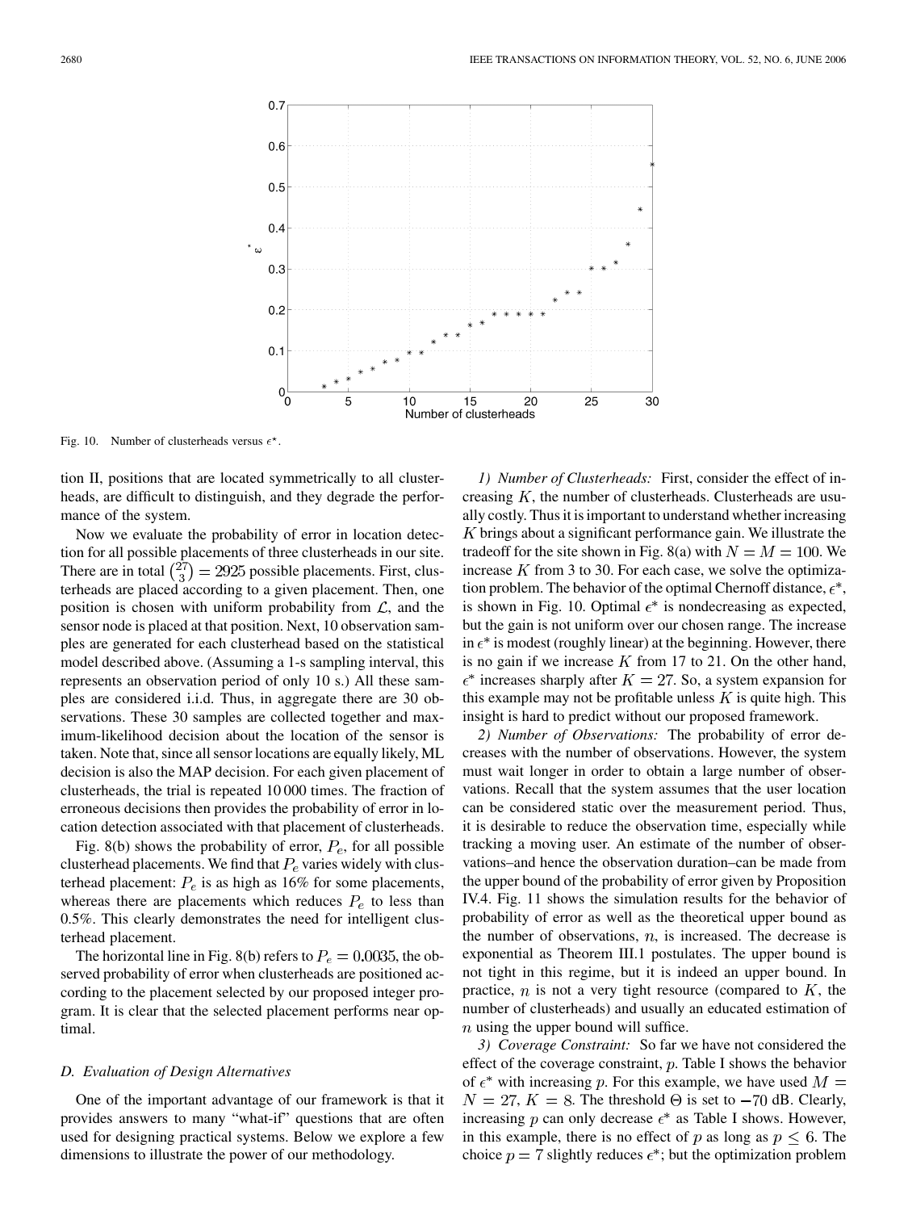Fig. 10. Number of clusterheads versus $\epsilon^{\star}$.

tion II, positions that are located symmetrically to all clusterheads, are difficult to distinguish, and they degrade the performance of the system.

Now we evaluate the probability of error in location detection for all possible placements of three clusterheads in our site. There are in total $\binom{27}{3} = 2925$ possible placements. First, clusterheads are placed according to a given placement. Then, one position is chosen with uniform probability from $\mathcal{L}$, and the sensor node is placed at that position. Next, 10 observation samples are generated for each clusterhead based on the statistical model described above. (Assuming a 1-s sampling interval, this represents an observation period of only 10 s.) All these samples are considered i.i.d. Thus, in aggregate there are 30 observations. These 30 samples are collected together and maximum-likelihood decision about the location of the sensor is taken. Note that, since all sensor locations are equally likely, ML decision is also the MAP decision. For each given placement of clusterheads, the trial is repeated 10 000 times. The fraction of erroneous decisions then provides the probability of error in location detection associated with that placement of clusterheads.

Fig. 8(b) shows the probability of error, $P_e$, for all possible clusterhead placements. We find that $P_e$ varies widely with clusterhead placement: $P_e$ is as high as 16% for some placements, whereas there are placements which reduces $P_e$ to less than 0.5%. This clearly demonstrates the need for intelligent clusterhead placement.

The horizontal line in Fig. 8(b) refers to $P_e = 0.0035$, the observed probability of error when clusterheads are positioned according to the placement selected by our proposed integer program. It is clear that the selected placement performs near optimal.

### D. Evaluation of Design Alternatives

One of the important advantage of our framework is that it provides answers to many "what-if" questions that are often used for designing practical systems. Below we explore a few dimensions to illustrate the power of our methodology.

*1) Number of Clusterheads:* First, consider the effect of increasing $K$, the number of clusterheads. Clusterheads are usually costly. Thus it is important to understand whether increasing $K$ brings about a significant performance gain. We illustrate the tradeoff for the site shown in Fig. 8(a) with $N = M = 100$. We increase $K$ from 3 to 30. For each case, we solve the optimization problem. The behavior of the optimal Chernoff distance, $\epsilon^*$, is shown in Fig. 10. Optimal $\epsilon^*$ is nondecreasing as expected, but the gain is not uniform over our chosen range. The increase in $\epsilon^*$ is modest (roughly linear) at the beginning. However, there is no gain if we increase $K$ from 17 to 21. On the other hand, $\epsilon^*$ increases sharply after $K = 27$. So, a system expansion for this example may not be profitable unless $K$ is quite high. This insight is hard to predict without our proposed framework.

*2) Number of Observations:* The probability of error decreases with the number of observations. However, the system must wait longer in order to obtain a large number of observations. Recall that the system assumes that the user location can be considered static over the measurement period. Thus, it is desirable to reduce the observation time, especially while tracking a moving user. An estimate of the number of observations–and hence the observation duration–can be made from the upper bound of the probability of error given by Proposition IV.4. Fig. 11 shows the simulation results for the behavior of probability of error as well as the theoretical upper bound as the number of observations, $n$, is increased. The decrease is exponential as Theorem III.1 postulates. The upper bound is not tight in this regime, but it is indeed an upper bound. In practice, $n$ is not a very tight resource (compared to $K$, the number of clusterheads) and usually an educated estimation of $n$ using the upper bound will suffice.

*3) Coverage Constraint:* So far we have not considered the effect of the coverage constraint, $p$. Table I shows the behavior of $\epsilon^*$ with increasing $p$. For this example, we have used $M = N = 27$, $K = 8$. The threshold $\Theta$ is set to $-70$ dB. Clearly, increasing $p$ can only decrease $\epsilon^*$ as Table I shows. However, in this example, there is no effect of $p$ as long as $p \leq 6$. The choice $p = 7$ slightly reduces $\epsilon^*$; but the optimization problem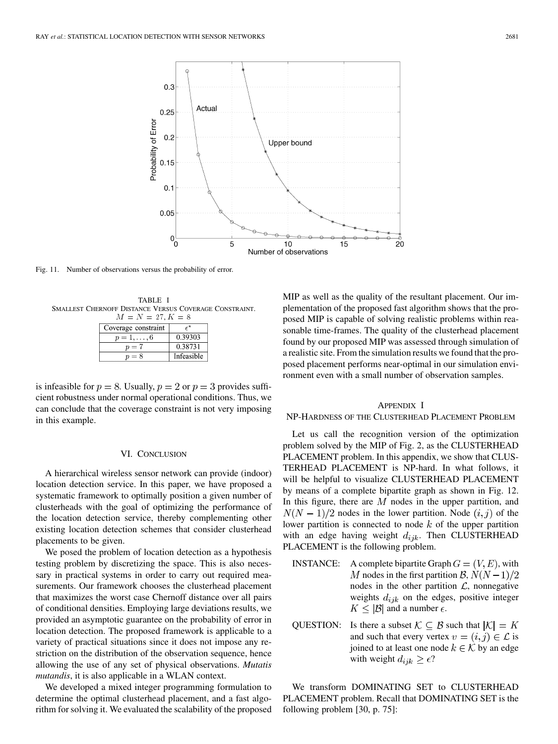0.3
0.25
0.2
0.15
0.1
0.05
0
0
5
10
15
20
Probability of Error
Number of observations
Actual
Upper bound

Fig. 11. Number of observations versus the probability of error.

TABLE I
SMALLEST CHERNOFF DISTANCE VERSUS COVERAGE CONSTRAINT. $M = N = 27, K = 8$

| Coverage constraint | $\epsilon^*$ |
|---|---|
| $p = 1, \ldots, 6$ | 0.39303 |
| $p = 7$ | 0.38731 |
| $p = 8$ | Infeasible |

is infeasible for $p = 8$. Usually, $p = 2$ or $p = 3$ provides sufficient robustness under normal operational conditions. Thus, we can conclude that the coverage constraint is not very imposing in this example.

## VI. Conclusion

A hierarchical wireless sensor network can provide (indoor) location detection service. In this paper, we have proposed a systematic framework to optimally position a given number of clusterheads with the goal of optimizing the performance of the location detection service, thereby complementing other existing location detection schemes that consider clusterhead placements to be given.

We posed the problem of location detection as a hypothesis testing problem by discretizing the space. This is also necessary in practical systems in order to carry out required measurements. Our framework chooses the clusterhead placement that maximizes the worst case Chernoff distance over all pairs of conditional densities. Employing large deviations results, we provided an asymptotic guarantee on the probability of error in location detection. The proposed framework is applicable to a variety of practical situations since it does not impose any restriction on the distribution of the observation sequence, hence allowing the use of any set of physical observations. *Mutatis mutandis*, it is also applicable in a WLAN context.

We developed a mixed integer programming formulation to determine the optimal clusterhead placement, and a fast algorithm for solving it. We evaluated the scalability of the proposed MIP as well as the quality of the resultant placement. Our implementation of the proposed fast algorithm shows that the proposed MIP is capable of solving realistic problems within reasonable time-frames. The quality of the clusterhead placement found by our proposed MIP was assessed through simulation of a realistic site. From the simulation results we found that the proposed placement performs near-optimal in our simulation environment even with a small number of observation samples.

## Appendix I
## NP-Hardness of the Clusterhead Placement Problem

Let us call the recognition version of the optimization problem solved by the MIP of Fig. 2, as the CLUSTERHEAD PLACEMENT problem. In this appendix, we show that CLUSTERHEAD PLACEMENT is NP-hard. In what follows, it will be helpful to visualize CLUSTERHEAD PLACEMENT by means of a complete bipartite graph as shown in Fig. 12. In this figure, there are $M$ nodes in the upper partition, and $N(N-1)/2$ nodes in the lower partition. Node $(i,j)$ of the lower partition is connected to node $k$ of the upper partition with an edge having weight $d_{ijk}$. Then CLUSTERHEAD PLACEMENT is the following problem.

INSTANCE: A complete bipartite Graph $G = (V, E)$, with $M$ nodes in the first partition $\mathcal{B}$, $N(N-1)/2$ nodes in the other partition $\mathcal{L}$, nonnegative weights $d_{ijk}$ on the edges, positive integer $K \leq |\mathcal{B}|$ and a number $\epsilon$.

QUESTION: Is there a subset $\mathcal{K} \subseteq \mathcal{B}$ such that $|\mathcal{K}| = K$ and such that every vertex $v = (i,j) \in \mathcal{L}$ is joined to at least one node $k \in \mathcal{K}$ by an edge with weight $d_{ijk} \geq \epsilon$?

We transform DOMINATING SET to CLUSTERHEAD PLACEMENT problem. Recall that DOMINATING SET is the following problem [30, p. 75]: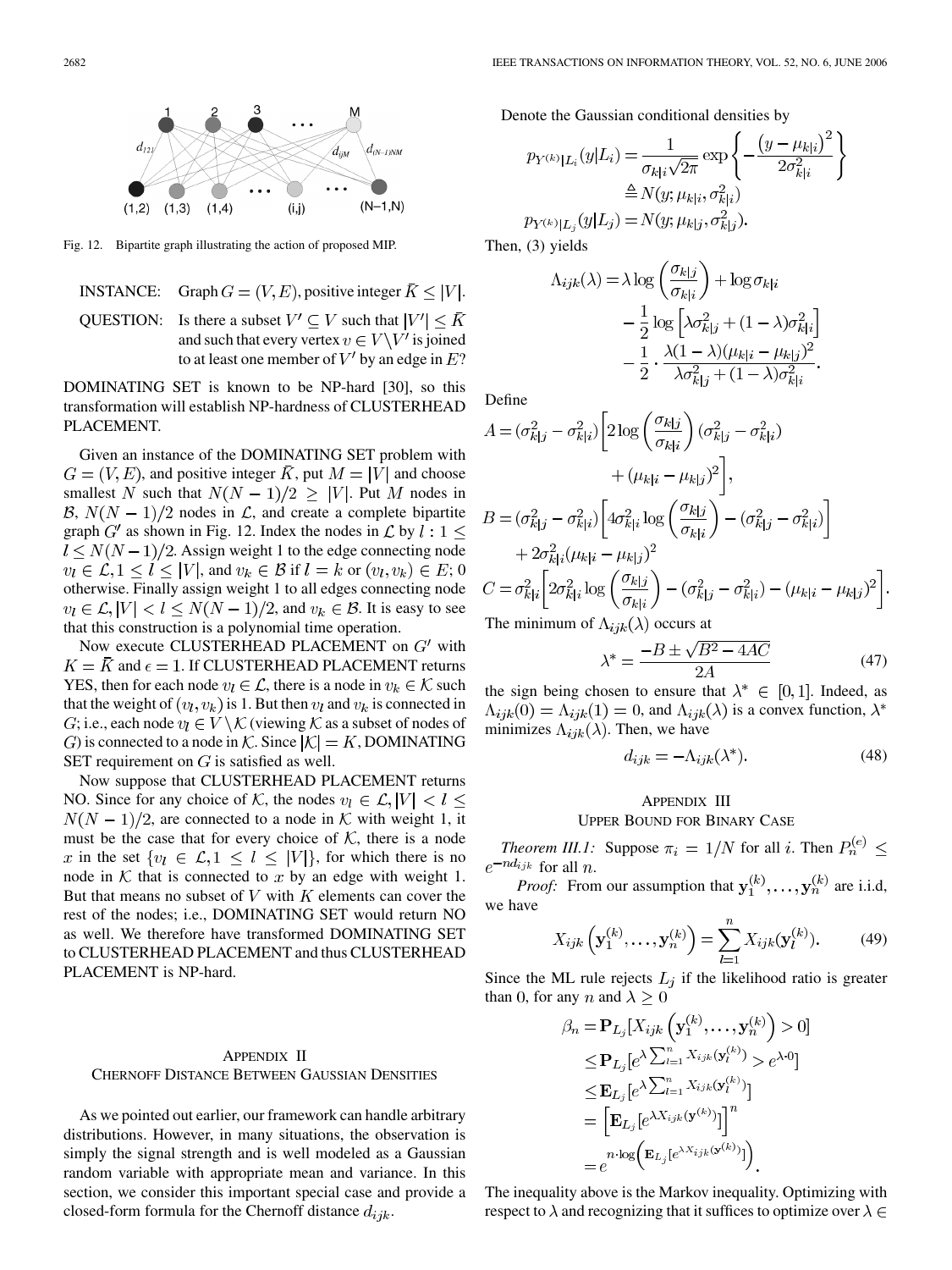Fig. 12. Bipartite graph illustrating the action of proposed MIP.

INSTANCE: Graph $G = (V, E)$, positive integer $\bar{K} \leq |V|$.

QUESTION: Is there a subset $V' \subseteq V$ such that $|V'| \leq \bar{K}$ and such that every vertex $v \in V \backslash V'$ is joined to at least one member of $V'$ by an edge in $E$?

DOMINATING SET is known to be NP-hard [30], so this transformation will establish NP-hardness of CLUSTERHEAD PLACEMENT.

Given an instance of the DOMINATING SET problem with $G = (V, E)$, and positive integer $\bar{K}$, put $M = |V|$ and choose smallest $N$ such that $N(N-1)/2 \geq |V|$. Put $M$ nodes in $\mathcal{B}$, $N(N-1)/2$ nodes in $\mathcal{L}$, and create a complete bipartite graph $G'$ as shown in Fig. 12. Index the nodes in $\mathcal{L}$ by $l : 1 \leq l \leq N(N-1)/2$. Assign weight 1 to the edge connecting node $v_l \in \mathcal{L}, 1 \leq l \leq |V|$, and $v_k \in \mathcal{B}$ if $l = k$ or $(v_l, v_k) \in E$; 0 otherwise. Finally assign weight 1 to all edges connecting node $v_l \in \mathcal{L}, |V| < l \leq N(N-1)/2$, and $v_k \in \mathcal{B}$. It is easy to see that this construction is a polynomial time operation.

Now execute CLUSTERHEAD PLACEMENT on $G'$ with $K = \bar{K}$ and $\epsilon = 1$. If CLUSTERHEAD PLACEMENT returns YES, then for each node $v_l \in \mathcal{L}$, there is a node in $v_k \in \mathcal{K}$ such that the weight of $(v_l, v_k)$ is 1. But then $v_l$ and $v_k$ is connected in $G$; i.e., each node $v_l \in V \setminus \mathcal{K}$ (viewing $\mathcal{K}$ as a subset of nodes of $G$) is connected to a node in $\mathcal{K}$. Since $|\mathcal{K}| = K$, DOMINATING SET requirement on $G$ is satisfied as well.

Now suppose that CLUSTERHEAD PLACEMENT returns NO. Since for any choice of $\mathcal{K}$, the nodes $v_l \in \mathcal{L}, |V| < l \leq N(N-1)/2$, are connected to a node in $\mathcal{K}$ with weight 1, it must be the case that for every choice of $\mathcal{K}$, there is a node $x$ in the set $\{v_l \in \mathcal{L}, 1 \leq l \leq |V|\}$, for which there is no node in $\mathcal{K}$ that is connected to $x$ by an edge with weight 1. But that means no subset of $V$ with $K$ elements can cover the rest of the nodes; i.e., DOMINATING SET would return NO as well. We therefore have transformed DOMINATING SET to CLUSTERHEAD PLACEMENT and thus CLUSTERHEAD PLACEMENT is NP-hard.

## Appendix II
## Chernoff Distance Between Gaussian Densities

As we pointed out earlier, our framework can handle arbitrary distributions. However, in many situations, the observation is simply the signal strength and is well modeled as a Gaussian random variable with appropriate mean and variance. In this section, we consider this important special case and provide a closed-form formula for the Chernoff distance $d_{ijk}$.

Denote the Gaussian conditional densities by

$$p_{Y^{(k)}|L_i}(y|L_i) = \frac{1}{\sigma_{k|i}\sqrt{2\pi}} \exp\left\{-\frac{\left(y - \mu_{k|i}\right)^2}{2\sigma_{k|i}^2}\right\}$$
$$\triangleq N(y; \mu_{k|i}, \sigma_{k|i}^2)$$
$$p_{Y^{(k)}|L_j}(y|L_j) = N(y; \mu_{k|j}, \sigma_{k|j}^2).$$

Then, (3) yields

$$\Lambda_{ijk}(\lambda) = \lambda \log\left(\frac{\sigma_{k|j}}{\sigma_{k|i}}\right) + \log \sigma_{k|i} - \frac{1}{2}\log\left[\lambda\sigma_{k|j}^2 + (1-\lambda)\sigma_{k|i}^2\right] - \frac{1}{2} \cdot \frac{\lambda(1-\lambda)(\mu_{k|i} - \mu_{k|j})^2}{\lambda\sigma_{k|j}^2 + (1-\lambda)\sigma_{k|i}^2}.$$

Define

$$A = (\sigma_{k|j}^2 - \sigma_{k|i}^2)\left[2\log\left(\frac{\sigma_{k|j}}{\sigma_{k|i}}\right)(\sigma_{k|j}^2 - \sigma_{k|i}^2) + (\mu_{k|i} - \mu_{k|j})^2\right],$$
$$B = (\sigma_{k|j}^2 - \sigma_{k|i}^2)\left[4\sigma_{k|i}^2 \log\left(\frac{\sigma_{k|j}}{\sigma_{k|i}}\right) - (\sigma_{k|j}^2 - \sigma_{k|i}^2)\right] + 2\sigma_{k|i}^2(\mu_{k|i} - \mu_{k|j})^2$$
$$C = \sigma_{k|i}^2\left[2\sigma_{k|i}^2 \log\left(\frac{\sigma_{k|j}}{\sigma_{k|i}}\right) - (\sigma_{k|j}^2 - \sigma_{k|i}^2) - (\mu_{k|i} - \mu_{k|j})^2\right].$$

The minimum of $\Lambda_{ijk}(\lambda)$ occurs at

$$\lambda^* = \frac{-B \pm \sqrt{B^2 - 4AC}}{2A} \tag{47}$$

the sign being chosen to ensure that $\lambda^* \in [0, 1]$. Indeed, as $\Lambda_{ijk}(0) = \Lambda_{ijk}(1) = 0$, and $\Lambda_{ijk}(\lambda)$ is a convex function, $\lambda^*$ minimizes $\Lambda_{ijk}(\lambda)$. Then, we have

$$d_{ijk} = -\Lambda_{ijk}(\lambda^*). \tag{48}$$

## Appendix III
## Upper Bound for Binary Case

*Theorem III.1:* Suppose $\pi_i = 1/N$ for all $i$. Then $P_n^{(e)} \leq e^{-nd_{ijk}}$ for all $n$.

*Proof:* From our assumption that $\mathbf{y}_1^{(k)}, \ldots, \mathbf{y}_n^{(k)}$ are i.i.d, we have

$$X_{ijk}\left(\mathbf{y}_1^{(k)}, \ldots, \mathbf{y}_n^{(k)}\right) = \sum_{l=1}^{n} X_{ijk}(\mathbf{y}_l^{(k)}). \tag{49}$$

Since the ML rule rejects $L_j$ if the likelihood ratio is greater than 0, for any $n$ and $\lambda \geq 0$

$$\begin{aligned}
\beta_n &= \mathbf{P}_{L_j}\left[X_{ijk}\left(\mathbf{y}_1^{(k)}, \ldots, \mathbf{y}_n^{(k)}\right) > 0\right] \\
&\leq \mathbf{P}_{L_j}\left[e^{\lambda \sum_{l=1}^{n} X_{ijk}(\mathbf{y}_l^{(k)})} > e^{\lambda \cdot 0}\right] \\
&\leq \mathbf{E}_{L_j}\left[e^{\lambda \sum_{l=1}^{n} X_{ijk}(\mathbf{y}_l^{(k)})}\right] \\
&= \left[\mathbf{E}_{L_j}\left[e^{\lambda X_{ijk}(\mathbf{y}^{(k)})}\right]\right]^n \\
&= e^{n \cdot \log\left(\mathbf{E}_{L_j}\left[e^{\lambda X_{ijk}(\mathbf{y}^{(k)})}\right]\right)}.
\end{aligned}$$

The inequality above is the Markov inequality. Optimizing with respect to $\lambda$ and recognizing that it suffices to optimize over $\lambda \in$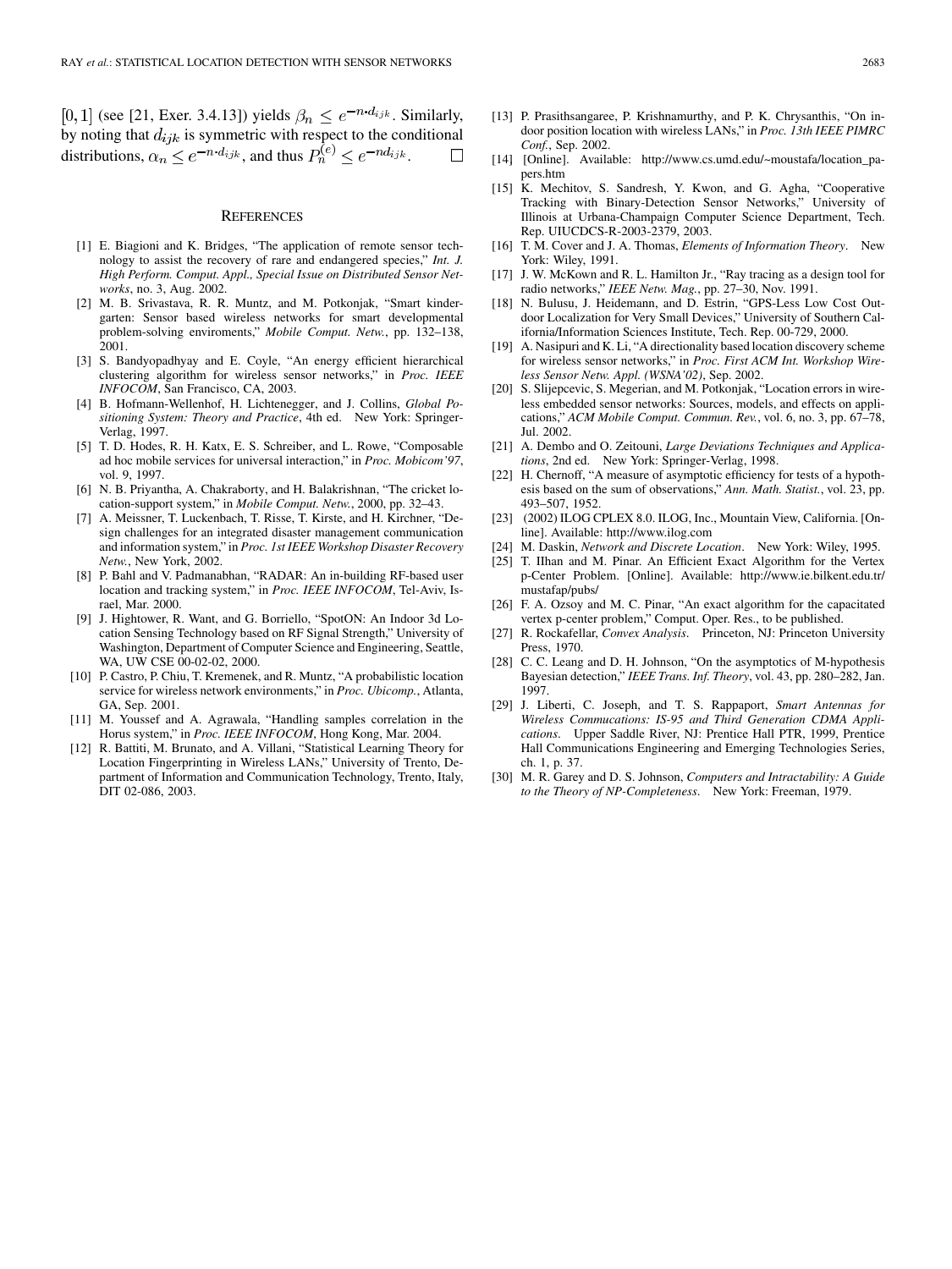$[0,1]$ (see [21, Exer. 3.4.13]) yields $\beta_n \leq e^{-n \cdot d_{ijk}}$. Similarly, by noting that $d_{ijk}$ is symmetric with respect to the conditional distributions, $\alpha_n \leq e^{-n \cdot d_{ijk}}$, and thus $P_n^{(e)} \leq e^{-n d_{ijk}}$. $\square$

## References

[1] E. Biagioni and K. Bridges, "The application of remote sensor technology to assist the recovery of rare and endangered species," *Int. J. High Perform. Comput. Appl., Special Issue on Distributed Sensor Networks*, no. 3, Aug. 2002.

[2] M. B. Srivastava, R. R. Muntz, and M. Potkonjak, "Smart kindergarten: Sensor based wireless networks for smart developmental problem-solving enviroments," *Mobile Comput. Netw.*, pp. 132–138, 2001.

[3] S. Bandyopadhyay and E. Coyle, "An energy efficient hierarchical clustering algorithm for wireless sensor networks," in *Proc. IEEE INFOCOM*, San Francisco, CA, 2003.

[4] B. Hofmann-Wellenhof, H. Lichtenegger, and J. Collins, *Global Positioning System: Theory and Practice*, 4th ed. New York: Springer-Verlag, 1997.

[5] T. D. Hodes, R. H. Katx, E. S. Schreiber, and L. Rowe, "Composable ad hoc mobile services for universal interaction," in *Proc. Mobicom'97*, vol. 9, 1997.

[6] N. B. Priyantha, A. Chakraborty, and H. Balakrishnan, "The cricket location-support system," in *Mobile Comput. Netw.*, 2000, pp. 32–43.

[7] A. Meissner, T. Luckenbach, T. Risse, T. Kirste, and H. Kirchner, "Design challenges for an integrated disaster management communication and information system," in *Proc. 1st IEEE Workshop Disaster Recovery Netw.*, New York, 2002.

[8] P. Bahl and V. Padmanabhan, "RADAR: An in-building RF-based user location and tracking system," in *Proc. IEEE INFOCOM*, Tel-Aviv, Israel, Mar. 2000.

[9] J. Hightower, R. Want, and G. Borriello, "SpotON: An Indoor 3d Location Sensing Technology based on RF Signal Strength," University of Washington, Department of Computer Science and Engineering, Seattle, WA, UW CSE 00-02-02, 2000.

[10] P. Castro, P. Chiu, T. Kremenek, and R. Muntz, "A probabilistic location service for wireless network environments," in *Proc. Ubicomp.*, Atlanta, GA, Sep. 2001.

[11] M. Youssef and A. Agrawala, "Handling samples correlation in the Horus system," in *Proc. IEEE INFOCOM*, Hong Kong, Mar. 2004.

[12] R. Battiti, M. Brunato, and A. Villani, "Statistical Learning Theory for Location Fingerprinting in Wireless LANs," University of Trento, Department of Information and Communication Technology, Trento, Italy, DIT 02-086, 2003.

[13] P. Prasithsangaree, P. Krishnamurthy, and P. K. Chrysanthis, "On indoor position location with wireless LANs," in *Proc. 13th IEEE PIMRC Conf.*, Sep. 2002.

[14] [Online]. Available: http://www.cs.umd.edu/~moustafa/location_papers.htm

[15] K. Mechitov, S. Sandresh, Y. Kwon, and G. Agha, "Cooperative Tracking with Binary-Detection Sensor Networks," University of Illinois at Urbana-Champaign Computer Science Department, Tech. Rep. UIUCDCS-R-2003-2379, 2003.

[16] T. M. Cover and J. A. Thomas, *Elements of Information Theory*. New York: Wiley, 1991.

[17] J. W. McKown and R. L. Hamilton Jr., "Ray tracing as a design tool for radio networks," *IEEE Netw. Mag.*, pp. 27–30, Nov. 1991.

[18] N. Bulusu, J. Heidemann, and D. Estrin, "GPS-Less Low Cost Outdoor Localization for Very Small Devices," University of Southern California/Information Sciences Institute, Tech. Rep. 00-729, 2000.

[19] A. Nasipuri and K. Li, "A directionality based location discovery scheme for wireless sensor networks," in *Proc. First ACM Int. Workshop Wireless Sensor Netw. Appl. (WSNA'02)*, Sep. 2002.

[20] S. Slijepcevic, S. Megerian, and M. Potkonjak, "Location errors in wireless embedded sensor networks: Sources, models, and effects on applications," *ACM Mobile Comput. Commun. Rev.*, vol. 6, no. 3, pp. 67–78, Jul. 2002.

[21] A. Dembo and O. Zeitouni, *Large Deviations Techniques and Applications*, 2nd ed. New York: Springer-Verlag, 1998.

[22] H. Chernoff, "A measure of asymptotic efficiency for tests of a hypothesis based on the sum of observations," *Ann. Math. Statist.*, vol. 23, pp. 493–507, 1952.

[23] (2002) ILOG CPLEX 8.0. ILOG, Inc., Mountain View, California. [Online]. Available: http://www.ilog.com

[24] M. Daskin, *Network and Discrete Location*. New York: Wiley, 1995.

[25] T. IIhan and M. Pinar. An Efficient Exact Algorithm for the Vertex p-Center Problem. [Online]. Available: http://www.ie.bilkent.edu.tr/mustafap/pubs/

[26] F. A. Ozsoy and M. C. Pinar, "An exact algorithm for the capacitated vertex p-center problem," Comput. Oper. Res., to be published.

[27] R. Rockafellar, *Convex Analysis*. Princeton, NJ: Princeton University Press, 1970.

[28] C. C. Leang and D. H. Johnson, "On the asymptotics of M-hypothesis Bayesian detection," *IEEE Trans. Inf. Theory*, vol. 43, pp. 280–282, Jan. 1997.

[29] J. Liberti, C. Joseph, and T. S. Rappaport, *Smart Antennas for Wireless Commucations: IS-95 and Third Generation CDMA Applications*. Upper Saddle River, NJ: Prentice Hall PTR, 1999, Prentice Hall Communications Engineering and Emerging Technologies Series, ch. 1, p. 37.

[30] M. R. Garey and D. S. Johnson, *Computers and Intractability: A Guide to the Theory of NP-Completeness*. New York: Freeman, 1979.